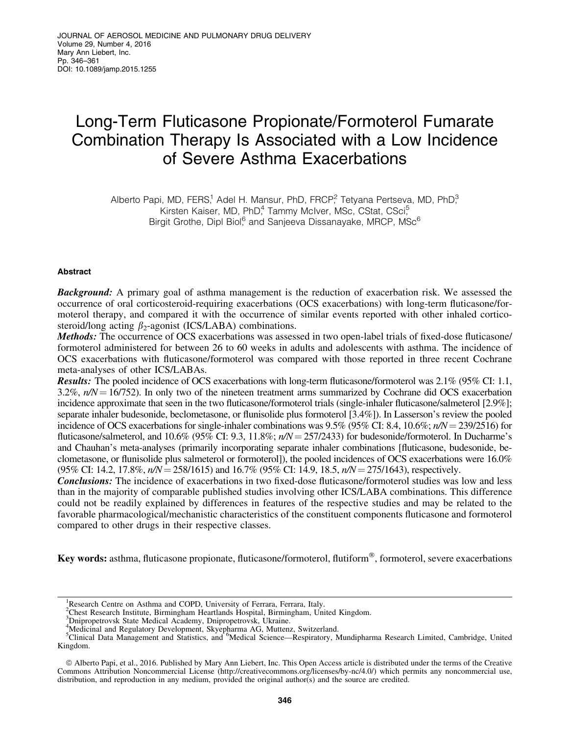# Long-Term Fluticasone Propionate/Formoterol Fumarate Combination Therapy Is Associated with a Low Incidence of Severe Asthma Exacerbations

Alberto Papi, MD, FERS,[1] Adel H. Mansur, PhD, FRCP,[2] Tetyana Pertseva, MD, PhD,[3] Kirsten Kaiser, MD, PhD,[4] Tammy McIver, MSc, CStat, CSci,[5] Birgit Grothe, Dipl Biol,[6] and Sanjeeva Dissanayake, MRCP, MSc[6]

## Abstract

***Background:*** A primary goal of asthma management is the reduction of exacerbation risk. We assessed the occurrence of oral corticosteroid-requiring exacerbations (OCS exacerbations) with long-term fluticasone/formoterol therapy, and compared it with the occurrence of similar events reported with other inhaled corticosteroid/long acting $\beta_2$-agonist (ICS/LABA) combinations.

***Methods:*** The occurrence of OCS exacerbations was assessed in two open-label trials of fixed-dose fluticasone/formoterol administered for between 26 to 60 weeks in adults and adolescents with asthma. The incidence of OCS exacerbations with fluticasone/formoterol was compared with those reported in three recent Cochrane meta-analyses of other ICS/LABAs.

***Results:*** The pooled incidence of OCS exacerbations with long-term fluticasone/formoterol was 2.1% (95% CI: 1.1, 3.2%, $n/N = 16/752$). In only two of the nineteen treatment arms summarized by Cochrane did OCS exacerbation incidence approximate that seen in the two fluticasone/formoterol trials (single-inhaler fluticasone/salmeterol [2.9%]; separate inhaler budesonide, beclometasone, or flunisolide plus formoterol [3.4%]). In Lasserson's review the pooled incidence of OCS exacerbations for single-inhaler combinations was 9.5% (95% CI: 8.4, 10.6%; $n/N = 239/2516$) for fluticasone/salmeterol, and 10.6% (95% CI: 9.3, 11.8%; $n/N = 257/2433$) for budesonide/formoterol. In Ducharme's and Chauhan's meta-analyses (primarily incorporating separate inhaler combinations [fluticasone, budesonide, beclometasone, or flunisolide plus salmeterol or formoterol]), the pooled incidences of OCS exacerbations were 16.0% (95% CI: 14.2, 17.8%, $n/N = 258/1615$) and 16.7% (95% CI: 14.9, 18.5, $n/N = 275/1643$), respectively.

***Conclusions:*** The incidence of exacerbations in two fixed-dose fluticasone/formoterol studies was low and less than in the majority of comparable published studies involving other ICS/LABA combinations. This difference could not be readily explained by differences in features of the respective studies and may be related to the favorable pharmacological/mechanistic characteristics of the constituent components fluticasone and formoterol compared to other drugs in their respective classes.

**Key words:** asthma, fluticasone propionate, fluticasone/formoterol, flutiform®, formoterol, severe exacerbations

---

[1] Research Centre on Asthma and COPD, University of Ferrara, Ferrara, Italy.
[2] Chest Research Institute, Birmingham Heartlands Hospital, Birmingham, United Kingdom.
[3] Dnipropetrovsk State Medical Academy, Dnipropetrovsk, Ukraine.
[4] Medicinal and Regulatory Development, Skyepharma AG, Muttenz, Switzerland.
[5] Clinical Data Management and Statistics, and [6] Medical Science—Respiratory, Mundipharma Research Limited, Cambridge, United Kingdom.

© Alberto Papi, et al., 2016. Published by Mary Ann Liebert, Inc. This Open Access article is distributed under the terms of the Creative Commons Attribution Noncommercial License (http://creativecommons.org/licenses/by-nc/4.0/) which permits any noncommercial use, distribution, and reproduction in any medium, provided the original author(s) and the source are credited.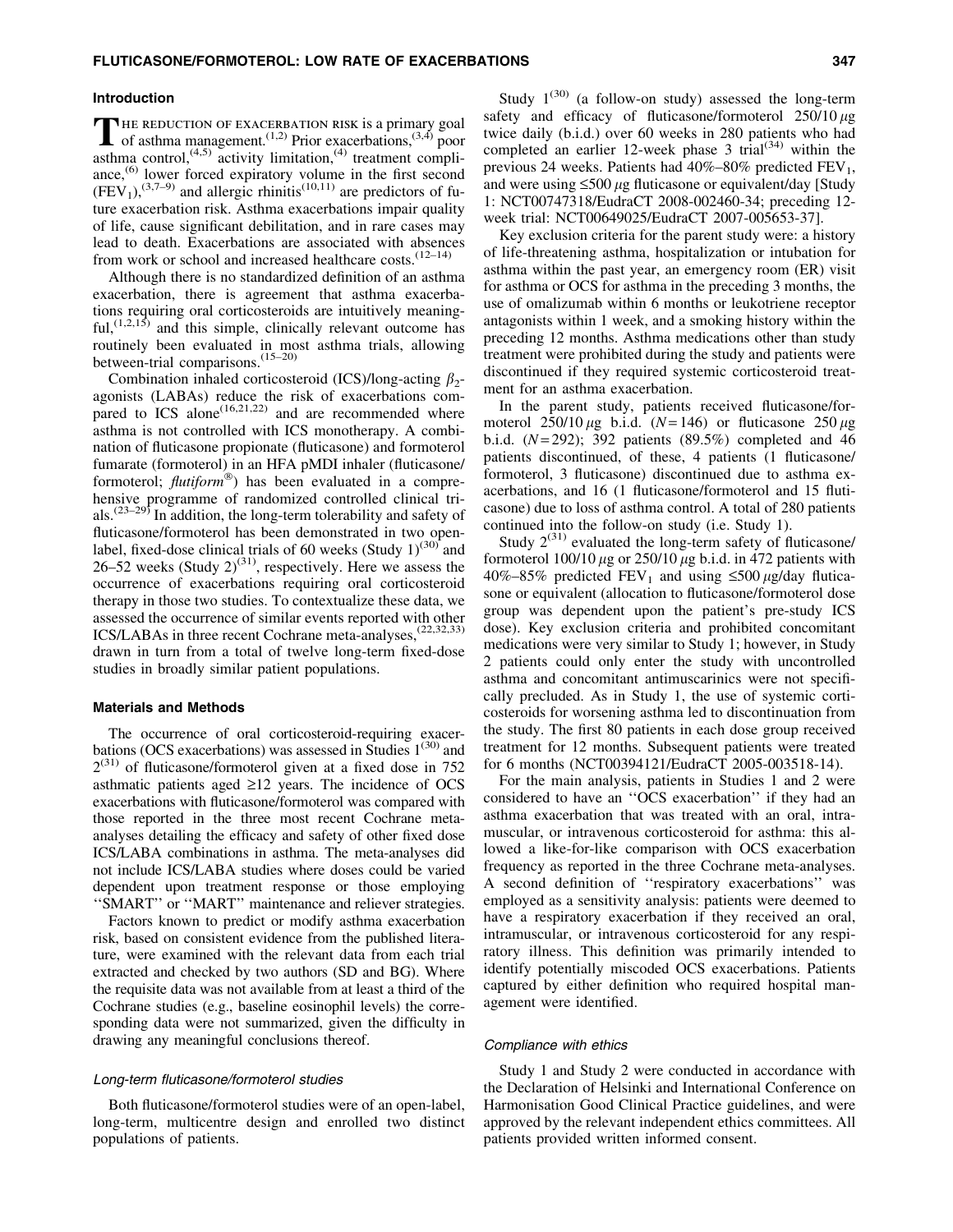## Introduction

The reduction of exacerbation risk is a primary goal of asthma management.[1,2] Prior exacerbations,[3,4] poor asthma control,[4,5] activity limitation,[4] treatment compliance,[6] lower forced expiratory volume in the first second ($FEV_1$),[3,7–9] and allergic rhinitis[10,11] are predictors of future exacerbation risk. Asthma exacerbations impair quality of life, cause significant debilitation, and in rare cases may lead to death. Exacerbations are associated with absences from work or school and increased healthcare costs.[12–14]

Although there is no standardized definition of an asthma exacerbation, there is agreement that asthma exacerbations requiring oral corticosteroids are intuitively meaningful,[1,2,15] and this simple, clinically relevant outcome has routinely been evaluated in most asthma trials, allowing between-trial comparisons.[15–20]

Combination inhaled corticosteroid (ICS)/long-acting $\beta_2$-agonists (LABAs) reduce the risk of exacerbations compared to ICS alone[16,21,22] and are recommended where asthma is not controlled with ICS monotherapy. A combination of fluticasone propionate (fluticasone) and formoterol fumarate (formoterol) in an HFA pMDI inhaler (fluticasone/formoterol; *flutiform*®) has been evaluated in a comprehensive programme of randomized controlled clinical trials.[23–29] In addition, the long-term tolerability and safety of fluticasone/formoterol has been demonstrated in two open-label, fixed-dose clinical trials of 60 weeks (Study 1)[30] and 26–52 weeks (Study 2)[31], respectively. Here we assess the occurrence of exacerbations requiring oral corticosteroid therapy in those two studies. To contextualize these data, we assessed the occurrence of similar events reported with other ICS/LABAs in three recent Cochrane meta-analyses,[22,32,33] drawn in turn from a total of twelve long-term fixed-dose studies in broadly similar patient populations.

## Materials and Methods

The occurrence of oral corticosteroid-requiring exacerbations (OCS exacerbations) was assessed in Studies 1[30] and 2[31] of fluticasone/formoterol given at a fixed dose in 752 asthmatic patients aged ≥12 years. The incidence of OCS exacerbations with fluticasone/formoterol was compared with those reported in the three most recent Cochrane meta-analyses detailing the efficacy and safety of other fixed dose ICS/LABA combinations in asthma. The meta-analyses did not include ICS/LABA studies where doses could be varied dependent upon treatment response or those employing ''SMART'' or ''MART'' maintenance and reliever strategies.

Factors known to predict or modify asthma exacerbation risk, based on consistent evidence from the published literature, were examined with the relevant data from each trial extracted and checked by two authors (SD and BG). Where the requisite data was not available from at least a third of the Cochrane studies (e.g., baseline eosinophil levels) the corresponding data were not summarized, given the difficulty in drawing any meaningful conclusions thereof.

### *Long-term fluticasone/formoterol studies*

Both fluticasone/formoterol studies were of an open-label, long-term, multicentre design and enrolled two distinct populations of patients.

Study 1[30] (a follow-on study) assessed the long-term safety and efficacy of fluticasone/formoterol 250/10 μg twice daily (b.i.d.) over 60 weeks in 280 patients who had completed an earlier 12-week phase 3 trial[34] within the previous 24 weeks. Patients had 40%–80% predicted $FEV_1$, and were using ≤500 μg fluticasone or equivalent/day [Study 1: NCT00747318/EudraCT 2008-002460-34; preceding 12-week trial: NCT00649025/EudraCT 2007-005653-37].

Key exclusion criteria for the parent study were: a history of life-threatening asthma, hospitalization or intubation for asthma within the past year, an emergency room (ER) visit for asthma or OCS for asthma in the preceding 3 months, the use of omalizumab within 6 months or leukotriene receptor antagonists within 1 week, and a smoking history within the preceding 12 months. Asthma medications other than study treatment were prohibited during the study and patients were discontinued if they required systemic corticosteroid treatment for an asthma exacerbation.

In the parent study, patients received fluticasone/formoterol 250/10 μg b.i.d. ($N=146$) or fluticasone 250 μg b.i.d. ($N=292$); 392 patients (89.5%) completed and 46 patients discontinued, of these, 4 patients (1 fluticasone/formoterol, 3 fluticasone) discontinued due to asthma exacerbations, and 16 (1 fluticasone/formoterol and 15 fluticasone) due to loss of asthma control. A total of 280 patients continued into the follow-on study (i.e. Study 1).

Study 2[31] evaluated the long-term safety of fluticasone/formoterol 100/10 μg or 250/10 μg b.i.d. in 472 patients with 40%–85% predicted $FEV_1$ and using ≤500 μg/day fluticasone or equivalent (allocation to fluticasone/formoterol dose group was dependent upon the patient's pre-study ICS dose). Key exclusion criteria and prohibited concomitant medications were very similar to Study 1; however, in Study 2 patients could only enter the study with uncontrolled asthma and concomitant antimuscarinics were not specifically precluded. As in Study 1, the use of systemic corticosteroids for worsening asthma led to discontinuation from the study. The first 80 patients in each dose group received treatment for 12 months. Subsequent patients were treated for 6 months (NCT00394121/EudraCT 2005-003518-14).

For the main analysis, patients in Studies 1 and 2 were considered to have an ''OCS exacerbation'' if they had an asthma exacerbation that was treated with an oral, intramuscular, or intravenous corticosteroid for asthma: this allowed a like-for-like comparison with OCS exacerbation frequency as reported in the three Cochrane meta-analyses. A second definition of ''respiratory exacerbations'' was employed as a sensitivity analysis: patients were deemed to have a respiratory exacerbation if they received an oral, intramuscular, or intravenous corticosteroid for any respiratory illness. This definition was primarily intended to identify potentially miscoded OCS exacerbations. Patients captured by either definition who required hospital management were identified.

### *Compliance with ethics*

Study 1 and Study 2 were conducted in accordance with the Declaration of Helsinki and International Conference on Harmonisation Good Clinical Practice guidelines, and were approved by the relevant independent ethics committees. All patients provided written informed consent.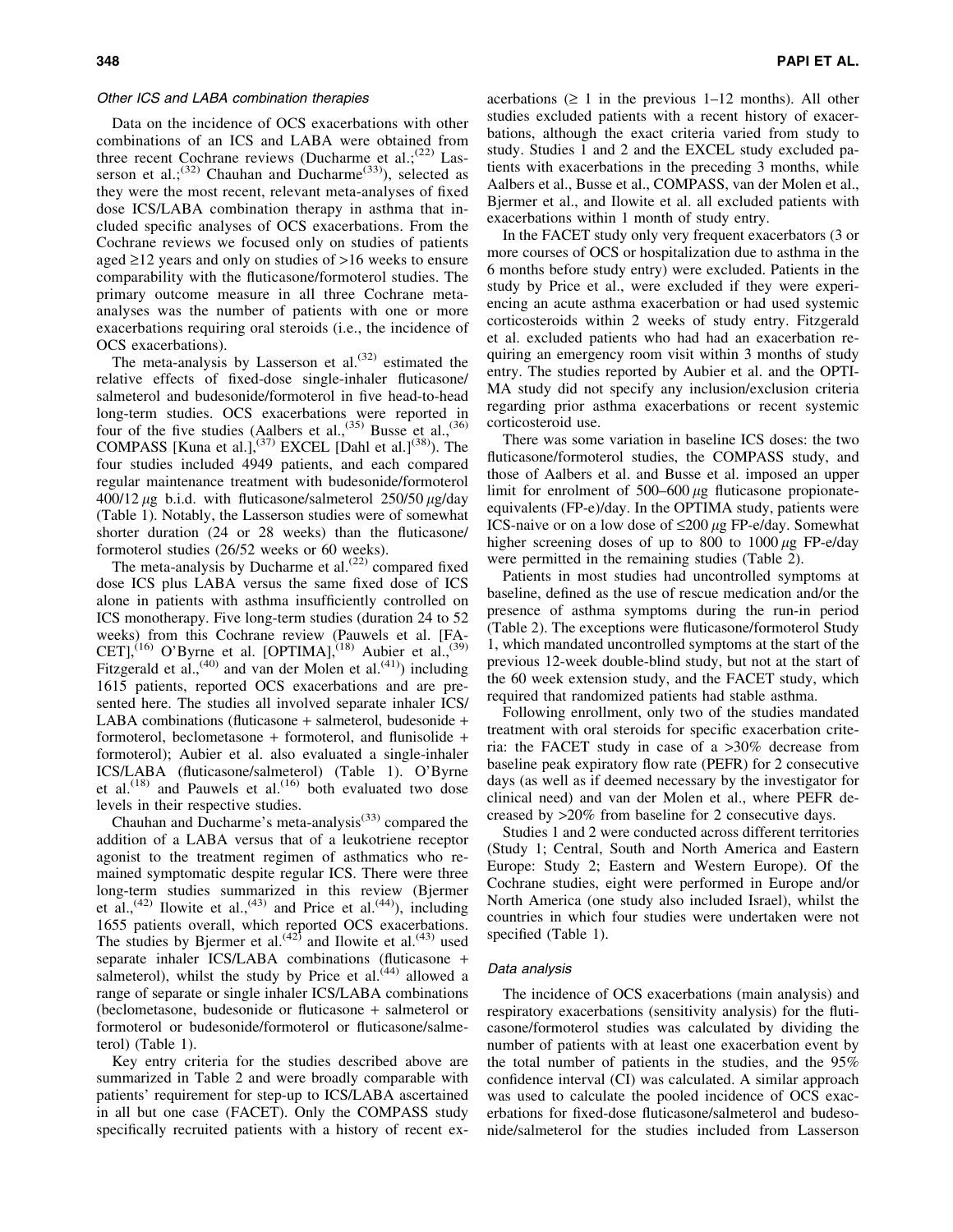### *Other ICS and LABA combination therapies*

Data on the incidence of OCS exacerbations with other combinations of an ICS and LABA were obtained from three recent Cochrane reviews (Ducharme et al.;[22] Lasserson et al.;[32] Chauhan and Ducharme[33]), selected as they were the most recent, relevant meta-analyses of fixed dose ICS/LABA combination therapy in asthma that included specific analyses of OCS exacerbations. From the Cochrane reviews we focused only on studies of patients aged ≥12 years and only on studies of >16 weeks to ensure comparability with the fluticasone/formoterol studies. The primary outcome measure in all three Cochrane meta-analyses was the number of patients with one or more exacerbations requiring oral steroids (i.e., the incidence of OCS exacerbations).

The meta-analysis by Lasserson et al.[32] estimated the relative effects of fixed-dose single-inhaler fluticasone/salmeterol and budesonide/formoterol in five head-to-head long-term studies. OCS exacerbations were reported in four of the five studies (Aalbers et al.,[35] Busse et al.,[36] COMPASS [Kuna et al.],[37] EXCEL [Dahl et al.][38]). The four studies included 4949 patients, and each compared regular maintenance treatment with budesonide/formoterol 400/12 $\mu$g b.i.d. with fluticasone/salmeterol 250/50 $\mu$g/day (Table 1). Notably, the Lasserson studies were of somewhat shorter duration (24 or 28 weeks) than the fluticasone/formoterol studies (26/52 weeks or 60 weeks).

The meta-analysis by Ducharme et al.[22] compared fixed dose ICS plus LABA versus the same fixed dose of ICS alone in patients with asthma insufficiently controlled on ICS monotherapy. Five long-term studies (duration 24 to 52 weeks) from this Cochrane review (Pauwels et al. [FACET],[16] O'Byrne et al. [OPTIMA],[18] Aubier et al.,[39] Fitzgerald et al.,[40] and van der Molen et al.[41]) including 1615 patients, reported OCS exacerbations and are presented here. The studies all involved separate inhaler ICS/LABA combinations (fluticasone + salmeterol, budesonide + formoterol, beclometasone + formoterol, and flunisolide + formoterol); Aubier et al. also evaluated a single-inhaler ICS/LABA (fluticasone/salmeterol) (Table 1). O'Byrne et al.[18] and Pauwels et al.[16] both evaluated two dose levels in their respective studies.

Chauhan and Ducharme's meta-analysis[33] compared the addition of a LABA versus that of a leukotriene receptor agonist to the treatment regimen of asthmatics who remained symptomatic despite regular ICS. There were three long-term studies summarized in this review (Bjermer et al.,[42] Ilowite et al.,[43] and Price et al.[44]), including 1655 patients overall, which reported OCS exacerbations. The studies by Bjermer et al.[42] and Ilowite et al.[43] used separate inhaler ICS/LABA combinations (fluticasone + salmeterol), whilst the study by Price et al.[44] allowed a range of separate or single inhaler ICS/LABA combinations (beclometasone, budesonide or fluticasone + salmeterol or formoterol or budesonide/formoterol or fluticasone/salmeterol) (Table 1).

Key entry criteria for the studies described above are summarized in Table 2 and were broadly comparable with patients' requirement for step-up to ICS/LABA ascertained in all but one case (FACET). Only the COMPASS study specifically recruited patients with a history of recent exacerbations (≥ 1 in the previous 1–12 months). All other studies excluded patients with a recent history of exacerbations, although the exact criteria varied from study to study. Studies 1 and 2 and the EXCEL study excluded patients with exacerbations in the preceding 3 months, while Aalbers et al., Busse et al., COMPASS, van der Molen et al., Bjermer et al., and Ilowite et al. all excluded patients with exacerbations within 1 month of study entry.

In the FACET study only very frequent exacerbators (3 or more courses of OCS or hospitalization due to asthma in the 6 months before study entry) were excluded. Patients in the study by Price et al., were excluded if they were experiencing an acute asthma exacerbation or had used systemic corticosteroids within 2 weeks of study entry. Fitzgerald et al. excluded patients who had had an exacerbation requiring an emergency room visit within 3 months of study entry. The studies reported by Aubier et al. and the OPTIMA study did not specify any inclusion/exclusion criteria regarding prior asthma exacerbations or recent systemic corticosteroid use.

There was some variation in baseline ICS doses: the two fluticasone/formoterol studies, the COMPASS study, and those of Aalbers et al. and Busse et al. imposed an upper limit for enrolment of 500–600 $\mu$g fluticasone propionate-equivalents (FP-e)/day. In the OPTIMA study, patients were ICS-naive or on a low dose of ≤200 $\mu$g FP-e/day. Somewhat higher screening doses of up to 800 to 1000 $\mu$g FP-e/day were permitted in the remaining studies (Table 2).

Patients in most studies had uncontrolled symptoms at baseline, defined as the use of rescue medication and/or the presence of asthma symptoms during the run-in period (Table 2). The exceptions were fluticasone/formoterol Study 1, which mandated uncontrolled symptoms at the start of the previous 12-week double-blind study, but not at the start of the 60 week extension study, and the FACET study, which required that randomized patients had stable asthma.

Following enrollment, only two of the studies mandated treatment with oral steroids for specific exacerbation criteria: the FACET study in case of a >30% decrease from baseline peak expiratory flow rate (PEFR) for 2 consecutive days (as well as if deemed necessary by the investigator for clinical need) and van der Molen et al., where PEFR decreased by >20% from baseline for 2 consecutive days.

Studies 1 and 2 were conducted across different territories (Study 1; Central, South and North America and Eastern Europe: Study 2; Eastern and Western Europe). Of the Cochrane studies, eight were performed in Europe and/or North America (one study also included Israel), whilst the countries in which four studies were undertaken were not specified (Table 1).

### *Data analysis*

The incidence of OCS exacerbations (main analysis) and respiratory exacerbations (sensitivity analysis) for the fluticasone/formoterol studies was calculated by dividing the number of patients with at least one exacerbation event by the total number of patients in the studies, and the 95% confidence interval (CI) was calculated. A similar approach was used to calculate the pooled incidence of OCS exacerbations for fixed-dose fluticasone/salmeterol and budesonide/salmeterol for the studies included from Lasserson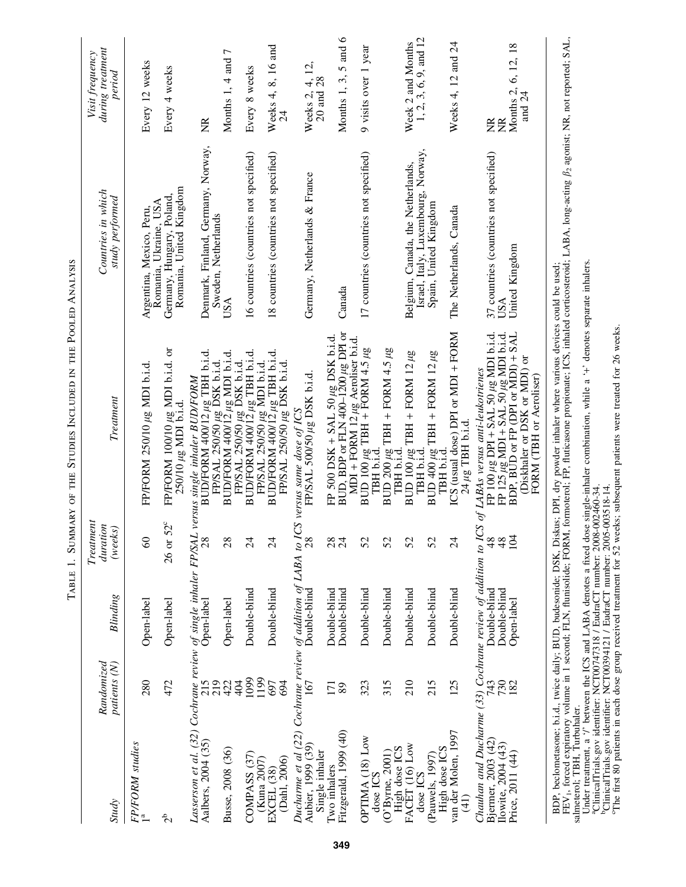Table 1. Summary of the Studies Included in the Pooled Analysis

| Study | Randomized patients (N) | Blinding | Treatment duration (weeks) | Treatment | Countries in which study performed | Visit frequency during treatment period |
|---|---|---|---|---|---|---|
| *FP/FORM studies* | | | | | | |
| 1[a] | 280 | Open-label | 60 | FP/FORM 250/10 μg MDI b.i.d. | Argentina, Mexico, Peru, Romania, Ukraine, USA | Every 12 weeks |
| 2[b] | 472 | Open-label | 26 or 52[c] | FP/FORM 100/10 μg MDI b.i.d. or 250/10 μg MDI b.i.d. | Germany, Hungary, Poland, Romania, United Kingdom | Every 4 weeks |
| *Lasserson et al. (32) Cochrane review of single inhaler FP/SAL versus single inhaler BUD/FORM* | | | | | | |
| Aalbers, 2004 (35) | 215 | Open-label | 28 | BUD/FORM 400/12 μg TBH b.i.d. | Denmark, Finland, Germany, Norway, Sweden, Netherlands | NR |
| | 219 | | | FP/SAL 250/50 μg DSK b.i.d. | | |
| Busse, 2008 (36) | 422 | Open-label | 28 | BUD/FORM 400/12 μg MDI b.i.d. | USA | Months 1, 4 and 7 |
| | 404 | | | FP/SAL 250/50 μg DSK b.i.d. | | |
| COMPASS (37) (Kuna 2007) | 1099 | Double-blind | 24 | BUD/FORM 400/12 μg TBH b.i.d. | 16 countries (countries not specified) | Every 8 weeks |
| | 1199 | | | FP/SAL 250/50 μg MDI b.i.d. | | |
| EXCEL (38) (Dahl, 2006) | 697 | Double-blind | 24 | BUD/FORM 400/12 μg TBH b.i.d. | 18 countries (countries not specified) | Weeks 4, 8, 16 and 24 |
| | 694 | | | FP/SAL 250/50 μg DSK b.i.d. | | |
| *Ducharme et al (22) Cochrane review of addition of LABA to ICS versus same dose of ICS* | | | | | | |
| Aubier, 1999 (39) Single inhaler | 167 | Double-blind | 28 | FP/SAL 500/50 μg DSK b.i.d. | Germany, Netherlands & France | Weeks 2, 4, 12, 20 and 28 |
| Two inhalers | 171 | Double-blind | 28 | FP 500 DSK + SAL 50 μg DSK b.i.d. | | |
| Fitzgerald, 1999 (40) | 89 | Double-blind | 24 | BUD, BDP or FLN 400–1200 μg DPI or MDI + FORM 12 μg Aeroliser b.i.d. | Canada | Months 1, 3, 5 and 6 |
| OPTIMA (18) Low dose ICS | 323 | Double-blind | 52 | BUD 100 μg TBH + FORM 4.5 μg TBH b.i.d. | 17 countries (countries not specified) | 9 visits over 1 year |
| (O'Byrne, 2001) High dose ICS | 315 | Double-blind | 52 | BUD 200 μg TBH + FORM 4.5 μg TBH b.i.d. | | |
| FACET (16) Low dose ICS | 210 | Double-blind | 52 | BUD 100 μg TBH + FORM 12 μg TBH b.i.d. | Belgium, Canada, the Netherlands, Israel, Italy, Luxembourg, Norway, Spain, United Kingdom | Week 2 and Months 1, 2, 3, 6, 9, and 12 |
| (Pauwels, 1997) High dose ICS | 215 | Double-blind | 52 | BUD 400 μg TBH + FORM 12 μg TBH b.i.d. | | |
| van der Molen, 1997 (41) | 125 | Double-blind | 24 | ICS (usual dose) DPI or MDI + FORM 24 μg TBH b.i.d. | The Netherlands, Canada | Weeks 4, 12 and 24 |
| *Chauhan and Ducharme (33) Cochrane review of addition to ICS of LABAs versus anti-leukotrienes* | | | | | | |
| Bjermer, 2003 (42) | 743 | Double-blind | 48 | FP 100 μg DPI + SAL 50 μg MDI b.i.d. | 37 countries (countries not specified) | NR |
| Ilowite, 2004 (43) | 730 | Double-blind | 48 | FP 125 μg MDI + SAL 50 μg MDI b.i.d. | USA | NR |
| Price, 2011 (44) | 182 | Open-label | 104 | BDP, BUD or FP (DPI or MDI) + SAL (Diskhaler or DSK or MDI) or FORM (TBH or Aeroliser) | United Kingdom | Months 2, 6, 12, 18 and 24 |

BDP, beclometasone; b.i.d., twice daily; BUD, budesonide; DSK, Diskus; DPI, dry powder inhaler where various devices could be used; $FEV_1$, forced expiratory volume in 1 second; FLN, flunisolide; FORM, formoterol; FP, fluticasone propionate; ICS, inhaled corticosteroid; LABA, long-acting $\beta_2$ agonist; NR, not reported; SAL, salmeterol; TBH, Turbuhaler.

Under treatment, a '/' between the ICS and LABA denotes a fixed dose single-inhaler combination, while a '+' denotes separate inhalers.

[a]ClinicalTrials.gov identifier: NCT00747318 / EudraCT number: 2008-002460-34.

[b]ClinicalTrials.gov identifier: NCT00394121 / EudraCT number: 2005-003518-14.

[c]The first 80 patients in each dose group received treatment for 52 weeks; subsequent patients were treated for 26 weeks.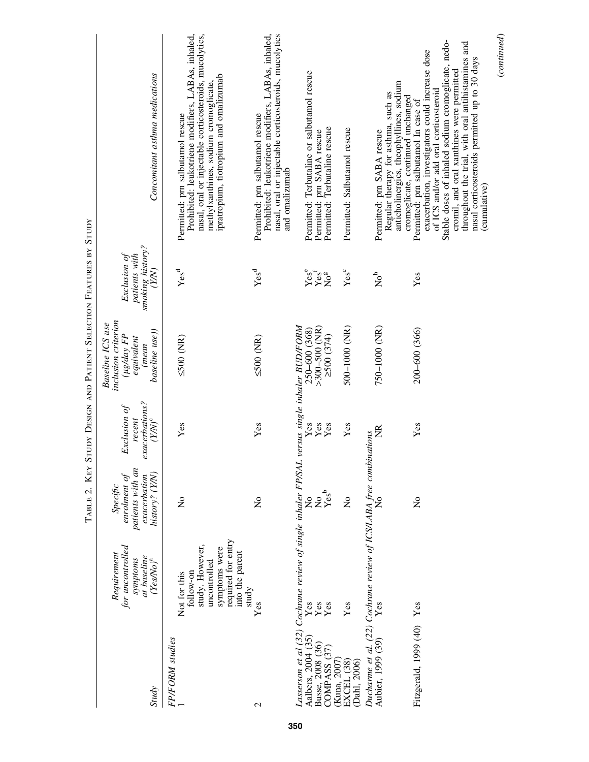Table 2. Key Study Design and Patient Selection Features by Study

| Study | Requirement for uncontrolled symptoms at baseline (Yes/No)[a] | Specific enrolment of patients with an exacerbation history? (Y/N) | Exclusion of recent exacerbations? (Y/N)[c] | Baseline ICS use inclusion criterion (μg/day FP equivalent (mean baseline use)) | Exclusion of patients with smoking history? (Y/N) | Concomitant asthma medications |
|---|---|---|---|---|---|---|
| *FP/FORM studies* | | | | | | |
| 1 | Not for this follow-on study. However, uncontrolled symptoms were required for entry into the parent study | No | Yes | ≤500 (NR) | Yes[d] | Permitted: prn salbutamol rescue<br>Prohibited: leukotriene modifiers, LABAs, inhaled, nasal, oral or injectable corticosteroids, mucolytics, methylxanthines, sodium cromoglicate, ipratropium, tiotropium and omalizumab |
| 2 | Yes | No | Yes | ≤500 (NR) | Yes[d] | Permitted: prn salbutamol rescue<br>Prohibited: leukotriene modifiers, LABAs, inhaled, nasal, oral or injectable corticosteroids, mucolytics and omalizumab |
| *Lasserson et al (32) Cochrane review of single inhaler FP/SAL versus single inhaler BUD/FORM* | | | | | | |
| Aalbers, 2004 (35) | Yes | No | Yes | 250–600 (368) | Yes[e] | Permitted: Terbutaline or salbutamol rescue |
| Busse, 2008 (36) | Yes | No | Yes | >300–500 (NR) | Yes[f] | Permitted: prn SABA rescue |
| COMPASS (37) (Kuna, 2007) | Yes | Yes[b] | Yes | ≥500 (374) | No[g] | Permitted: Terbutaline rescue |
| EXCEL (38) (Dahl, 2006) | Yes | No | Yes | 500–1000 (NR) | Yes[e] | Permitted: Salbutamol rescue |
| *Ducharme et al. (22) Cochrane review of ICS/LABA free combinations* | | | | | | |
| Aubier, 1999 (39) | Yes | No | NR | 750–1000 (NR) | No[h] | Permitted: prn SABA rescue<br>Regular therapy for asthma, such as anticholinergics, theophyllines, sodium cromoglicate, continued unchanged |
| Fitzgerald, 1999 (40) | Yes | No | Yes | 200–600 (366) | Yes | Permitted: prn salbutamol In case of exacerbation, investigators could increase dose of ICS and/or add oral corticosteroid<br>Stable doses of inhaled sodium cromoglicate, nedocromil, and oral xanthines were permitted throughout the trial, with oral antihistamines and nasal corticosteroids permitted up to 30 days (cumulative) |

(*continued*)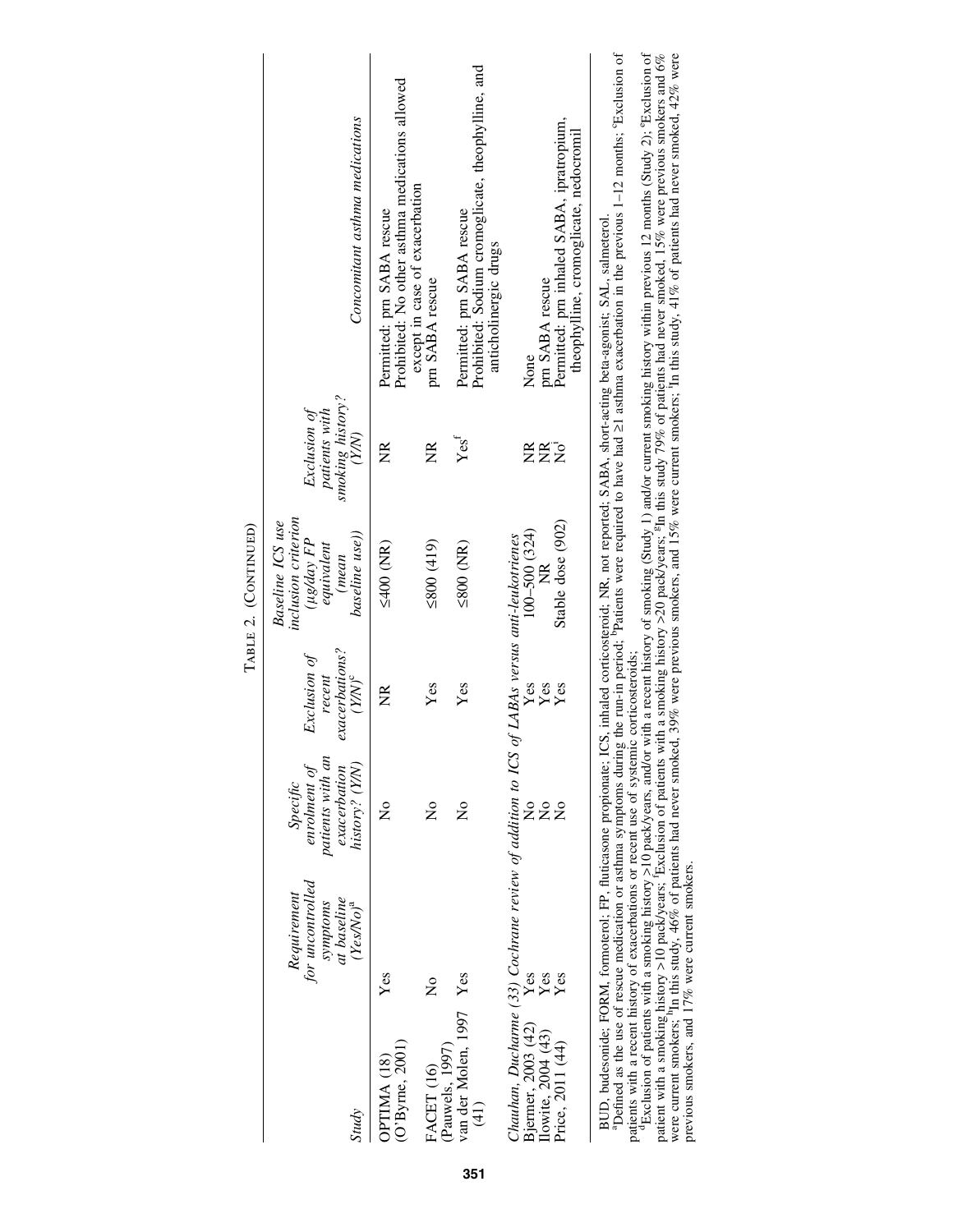TABLE 2. (CONTINUED)

| Study | Requirement for uncontrolled symptoms at baseline (Yes/No)[a] | Specific enrolment of patients with an exacerbation history? (Y/N) | Exclusion of recent exacerbations? (Y/N)[c] | Baseline ICS use inclusion criterion (μg/day FP equivalent (mean baseline use)) | Exclusion of patients with smoking history? (Y/N) | Concomitant asthma medications |
|---|---|---|---|---|---|---|
| OPTIMA (18) (O'Byrne, 2001) | Yes | No | NR | ≤400 (NR) | NR | Permitted: prn SABA rescue<br>Prohibited: No other asthma medications allowed except in case of exacerbation |
| FACET (16) (Pauwels, 1997) | No | No | Yes | ≤800 (419) | NR | prn SABA rescue |
| van der Molen, 1997 (41) | Yes | No | Yes | ≤800 (NR) | Yes[f] | Permitted: prn SABA rescue<br>Prohibited: Sodium cromoglicate, theophylline, and anticholinergic drugs |
| *Chauhan, Ducharme (33) Cochrane review of addition to ICS of LABAs versus anti-leukotrienes* | | | | | | |
| Bjermer, 2003 (42) | Yes | No | Yes | 100–500 (324) | NR | None |
| Ilowite, 2004 (43) | Yes | No | Yes | NR | NR | prn SABA rescue |
| Price, 2011 (44) | Yes | No | Yes | Stable dose (902) | No[i] | Permitted: prn inhaled SABA, ipratropium, theophylline, cromoglicate, nedocromil |

BUD, budesonide; FORM, formoterol; FP, fluticasone propionate; ICS, inhaled corticosteroid; NR, not reported; SABA, short-acting beta-agonist; SAL, salmeterol.
[a]Defined as the use of rescue medication or asthma symptoms during the run-in period; [b]Patients were required to have had ≥1 asthma exacerbation in the previous 1–12 months; [c]Exclusion of patients with a recent history of exacerbations or recent use of systemic corticosteroids;
[d]Exclusion of patients with a smoking history >10 pack/years, and/or with a recent history of smoking (Study 1) and/or current smoking history within previous 12 months (Study 2); [e]Exclusion of patient with a smoking history >10 pack/years; [f]Exclusion of patients with a smoking history >20 pack/years; [g]In this study 79% of patients had never smoked, 15% were previous smokers and 6% were current smokers; [h]In this study, 46% of patients had never smoked, 39% were previous smokers, and 15% were current smokers; [i]In this study, 41% of patients had never smoked, 42% were previous smokers, and 17% were current smokers.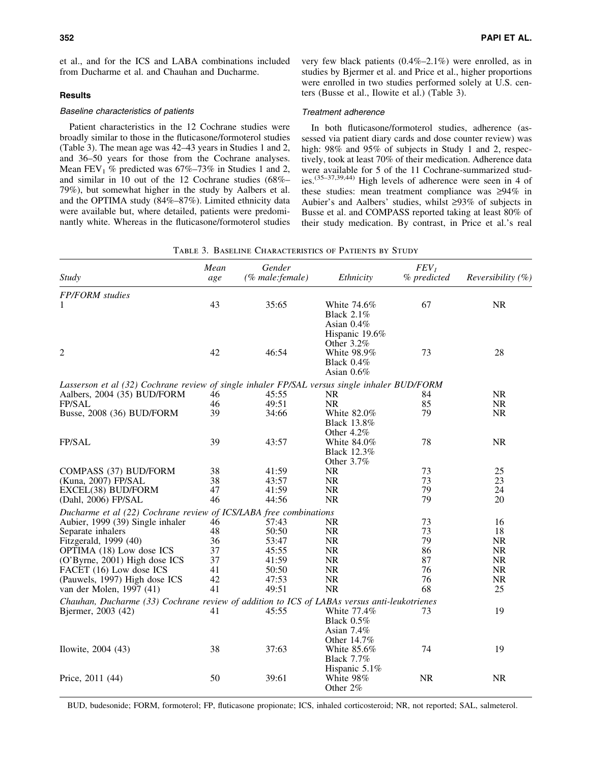et al., and for the ICS and LABA combinations included from Ducharme et al. and Chauhan and Ducharme.

## Results

### *Baseline characteristics of patients*

Patient characteristics in the 12 Cochrane studies were broadly similar to those in the fluticasone/formoterol studies (Table 3). The mean age was 42–43 years in Studies 1 and 2, and 36–50 years for those from the Cochrane analyses. Mean $FEV_1$ % predicted was 67%–73% in Studies 1 and 2, and similar in 10 out of the 12 Cochrane studies (68%–79%), but somewhat higher in the study by Aalbers et al. and the OPTIMA study (84%–87%). Limited ethnicity data were available but, where detailed, patients were predominantly white. Whereas in the fluticasone/formoterol studies very few black patients (0.4%–2.1%) were enrolled, as in studies by Bjermer et al. and Price et al., higher proportions were enrolled in two studies performed solely at U.S. centers (Busse et al., Ilowite et al.) (Table 3).

### *Treatment adherence*

In both fluticasone/formoterol studies, adherence (assessed via patient diary cards and dose counter review) was high: 98% and 95% of subjects in Study 1 and 2, respectively, took at least 70% of their medication. Adherence data were available for 5 of the 11 Cochrane-summarized studies.[35–37,39,44] High levels of adherence were seen in 4 of these studies: mean treatment compliance was ≥94% in Aubier's and Aalbers' studies, whilst ≥93% of subjects in Busse et al. and COMPASS reported taking at least 80% of their study medication. By contrast, in Price et al.'s real

Table 3. Baseline Characteristics of Patients by Study

| Study | Mean age | Gender (% male:female) | Ethnicity | $FEV_1$ % predicted | Reversibility (%) |
|---|---|---|---|---|---|
| *FP/FORM studies* | | | | | |
| 1 | 43 | 35:65 | White 74.6%<br>Black 2.1%<br>Asian 0.4%<br>Hispanic 19.6%<br>Other 3.2% | 67 | NR |
| 2 | 42 | 46:54 | White 98.9%<br>Black 0.4%<br>Asian 0.6% | 73 | 28 |
| *Lasserson et al (32) Cochrane review of single inhaler FP/SAL versus single inhaler BUD/FORM* | | | | | |
| Aalbers, 2004 (35) BUD/FORM | 46 | 45:55 | NR | 84 | NR |
| FP/SAL | 46 | 49:51 | NR | 85 | NR |
| Busse, 2008 (36) BUD/FORM | 39 | 34:66 | White 82.0%<br>Black 13.8%<br>Other 4.2% | 79 | NR |
| FP/SAL | 39 | 43:57 | White 84.0%<br>Black 12.3%<br>Other 3.7% | 78 | NR |
| COMPASS (37) BUD/FORM | 38 | 41:59 | NR | 73 | 25 |
| (Kuna, 2007) FP/SAL | 38 | 43:57 | NR | 73 | 23 |
| EXCEL(38) BUD/FORM | 47 | 41:59 | NR | 79 | 24 |
| (Dahl, 2006) FP/SAL | 46 | 44:56 | NR | 79 | 20 |
| *Ducharme et al (22) Cochrane review of ICS/LABA free combinations* | | | | | |
| Aubier, 1999 (39) Single inhaler | 46 | 57:43 | NR | 73 | 16 |
| Separate inhalers | 48 | 50:50 | NR | 73 | 18 |
| Fitzgerald, 1999 (40) | 36 | 53:47 | NR | 79 | NR |
| OPTIMA (18) Low dose ICS | 37 | 45:55 | NR | 86 | NR |
| (O'Byrne, 2001) High dose ICS | 37 | 41:59 | NR | 87 | NR |
| FACET (16) Low dose ICS | 41 | 50:50 | NR | 76 | NR |
| (Pauwels, 1997) High dose ICS | 42 | 47:53 | NR | 76 | NR |
| van der Molen, 1997 (41) | 41 | 49:51 | NR | 68 | 25 |
| *Chauhan, Ducharme (33) Cochrane review of addition to ICS of LABAs versus anti-leukotrienes* | | | | | |
| Bjermer, 2003 (42) | 41 | 45:55 | White 77.4%<br>Black 0.5%<br>Asian 7.4%<br>Other 14.7% | 73 | 19 |
| Ilowite, 2004 (43) | 38 | 37:63 | White 85.6%<br>Black 7.7%<br>Hispanic 5.1% | 74 | 19 |
| Price, 2011 (44) | 50 | 39:61 | White 98%<br>Other 2% | NR | NR |

BUD, budesonide; FORM, formoterol; FP, fluticasone propionate; ICS, inhaled corticosteroid; NR, not reported; SAL, salmeterol.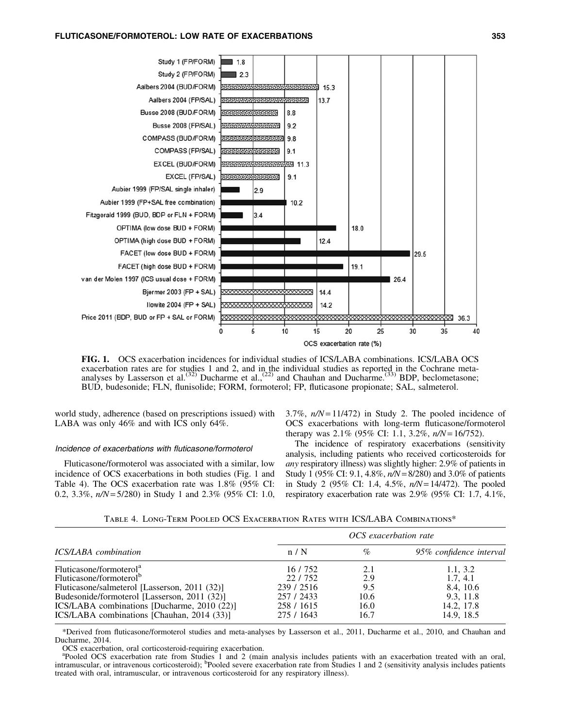FIG. 1. OCS exacerbation incidences for individual studies of ICS/LABA combinations. ICS/LABA OCS exacerbation rates are for studies 1 and 2, and in the individual studies as reported in the Cochrane meta-analyses by Lasserson et al.,[32] Ducharme et al.,[22] and Chauhan and Ducharme.[33] BDP, beclometasone; BUD, budesonide; FLN, flunisolide; FORM, formoterol; FP, fluticasone propionate; SAL, salmeterol.

world study, adherence (based on prescriptions issued) with LABA was only 46% and with ICS only 64%.

#### Incidence of exacerbations with fluticasone/formoterol

Fluticasone/formoterol was associated with a similar, low incidence of OCS exacerbations in both studies (Fig. 1 and Table 4). The OCS exacerbation rate was 1.8% (95% CI: 0.2, 3.3%, *n/N* = 5/280) in Study 1 and 2.3% (95% CI: 1.0, 3.7%, *n/N* = 11/472) in Study 2. The pooled incidence of OCS exacerbations with long-term fluticasone/formoterol therapy was 2.1% (95% CI: 1.1, 3.2%, *n/N* = 16/752).

The incidence of respiratory exacerbations (sensitivity analysis, including patients who received corticosteroids for *any* respiratory illness) was slightly higher: 2.9% of patients in Study 1 (95% CI: 9.1, 4.8%, *n/N* = 8/280) and 3.0% of patients in Study 2 (95% CI: 1.4, 4.5%, *n/N* = 14/472). The pooled respiratory exacerbation rate was 2.9% (95% CI: 1.7, 4.1%,

Table 4. Long-Term Pooled OCS Exacerbation Rates with ICS/LABA Combinations*

| *ICS/LABA combination* | *OCS exacerbation rate* | | |
|---|---|---|---|
| | n / N | % | 95% confidence interval |
| Fluticasone/formoterol[a] | 16 / 752 | 2.1 | 1.1, 3.2 |
| Fluticasone/formoterol[b] | 22 / 752 | 2.9 | 1.7, 4.1 |
| Fluticasone/salmeterol [Lasserson, 2011 (32)] | 239 / 2516 | 9.5 | 8.4, 10.6 |
| Budesonide/formoterol [Lasserson, 2011 (32)] | 257 / 2433 | 10.6 | 9.3, 11.8 |
| ICS/LABA combinations [Ducharme, 2010 (22)] | 258 / 1615 | 16.0 | 14.2, 17.8 |
| ICS/LABA combinations [Chauhan, 2014 (33)] | 275 / 1643 | 16.7 | 14.9, 18.5 |

*Derived from fluticasone/formoterol studies and meta-analyses by Lasserson et al., 2011, Ducharme et al., 2010, and Chauhan and Ducharme, 2014.

OCS exacerbation, oral corticosteroid-requiring exacerbation.

[a]Pooled OCS exacerbation rate from Studies 1 and 2 (main analysis includes patients with an exacerbation treated with an oral, intramuscular, or intravenous corticosteroid); [b]Pooled severe exacerbation rate from Studies 1 and 2 (sensitivity analysis includes patients treated with oral, intramuscular, or intravenous corticosteroid for any respiratory illness).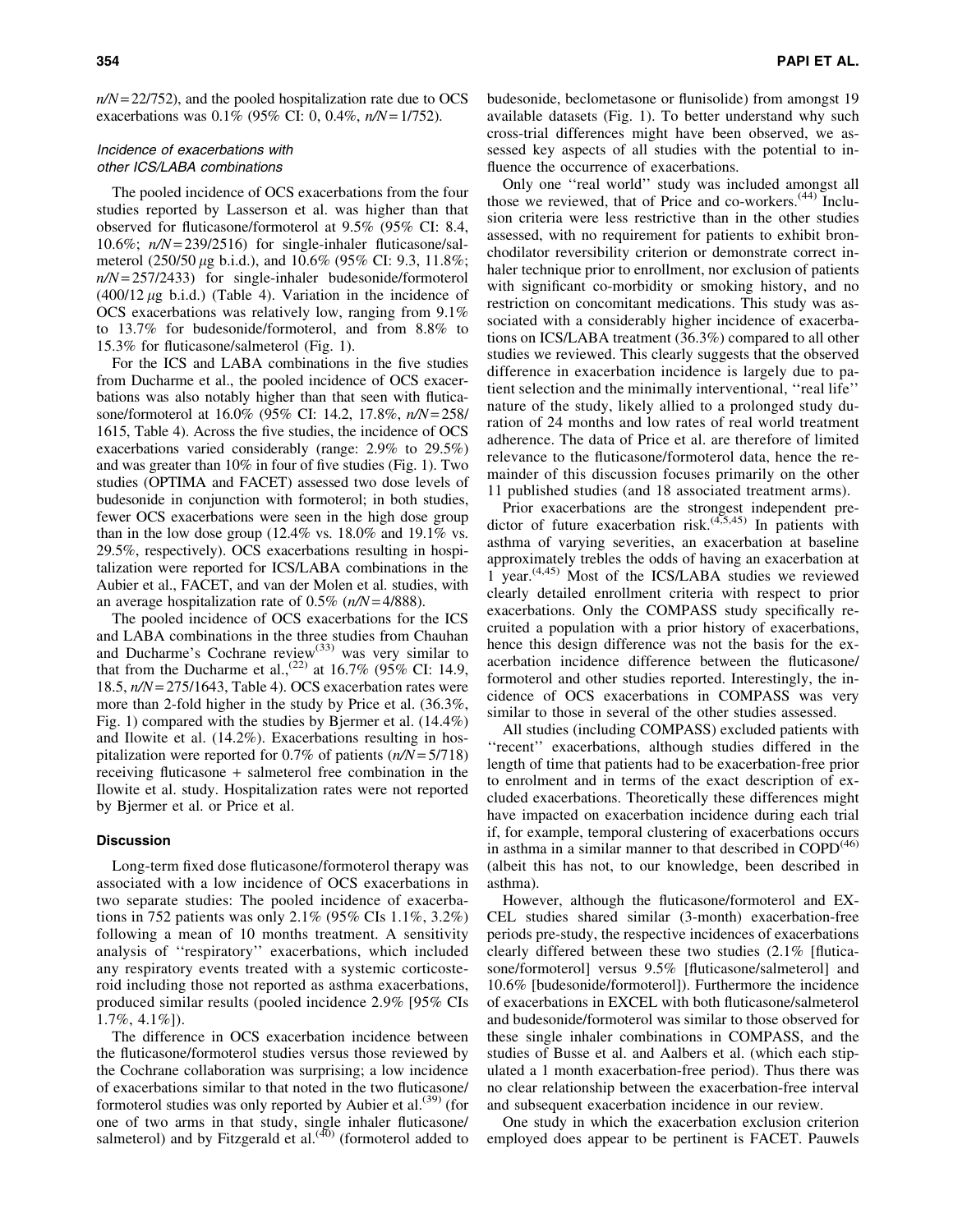$n/N$ = 22/752), and the pooled hospitalization rate due to OCS exacerbations was 0.1% (95% CI: 0, 0.4%, $n/N$ = 1/752).

### *Incidence of exacerbations with other ICS/LABA combinations*

The pooled incidence of OCS exacerbations from the four studies reported by Lasserson et al. was higher than that observed for fluticasone/formoterol at 9.5% (95% CI: 8.4, 10.6%; $n/N$ = 239/2516) for single-inhaler fluticasone/salmeterol (250/50 $\mu$g b.i.d.), and 10.6% (95% CI: 9.3, 11.8%; $n/N$ = 257/2433) for single-inhaler budesonide/formoterol (400/12 $\mu$g b.i.d.) (Table 4). Variation in the incidence of OCS exacerbations was relatively low, ranging from 9.1% to 13.7% for budesonide/formoterol, and from 8.8% to 15.3% for fluticasone/salmeterol (Fig. 1).

For the ICS and LABA combinations in the five studies from Ducharme et al., the pooled incidence of OCS exacerbations was also notably higher than that seen with fluticasone/formoterol at 16.0% (95% CI: 14.2, 17.8%, $n/N$ = 258/1615, Table 4). Across the five studies, the incidence of OCS exacerbations varied considerably (range: 2.9% to 29.5%) and was greater than 10% in four of five studies (Fig. 1). Two studies (OPTIMA and FACET) assessed two dose levels of budesonide in conjunction with formoterol; in both studies, fewer OCS exacerbations were seen in the high dose group than in the low dose group (12.4% vs. 18.0% and 19.1% vs. 29.5%, respectively). OCS exacerbations resulting in hospitalization were reported for ICS/LABA combinations in the Aubier et al., FACET, and van der Molen et al. studies, with an average hospitalization rate of 0.5% ($n/N$ = 4/888).

The pooled incidence of OCS exacerbations for the ICS and LABA combinations in the three studies from Chauhan and Ducharme's Cochrane review[33] was very similar to that from the Ducharme et al.,[22] at 16.7% (95% CI: 14.9, 18.5, $n/N$ = 275/1643, Table 4). OCS exacerbation rates were more than 2-fold higher in the study by Price et al. (36.3%, Fig. 1) compared with the studies by Bjermer et al. (14.4%) and Ilowite et al. (14.2%). Exacerbations resulting in hospitalization were reported for 0.7% of patients ($n/N$ = 5/718) receiving fluticasone + salmeterol free combination in the Ilowite et al. study. Hospitalization rates were not reported by Bjermer et al. or Price et al.

## Discussion

Long-term fixed dose fluticasone/formoterol therapy was associated with a low incidence of OCS exacerbations in two separate studies: The pooled incidence of exacerbations in 752 patients was only 2.1% (95% CIs 1.1%, 3.2%) following a mean of 10 months treatment. A sensitivity analysis of ''respiratory'' exacerbations, which included any respiratory events treated with a systemic corticosteroid including those not reported as asthma exacerbations, produced similar results (pooled incidence 2.9% [95% CIs 1.7%, 4.1%]).

The difference in OCS exacerbation incidence between the fluticasone/formoterol studies versus those reviewed by the Cochrane collaboration was surprising; a low incidence of exacerbations similar to that noted in the two fluticasone/formoterol studies was only reported by Aubier et al.[39] (for one of two arms in that study, single inhaler fluticasone/salmeterol) and by Fitzgerald et al.[40] (formoterol added to budesonide, beclometasone or flunisolide) from amongst 19 available datasets (Fig. 1). To better understand why such cross-trial differences might have been observed, we assessed key aspects of all studies with the potential to influence the occurrence of exacerbations.

Only one ''real world'' study was included amongst all those we reviewed, that of Price and co-workers.[44] Inclusion criteria were less restrictive than in the other studies assessed, with no requirement for patients to exhibit bronchodilator reversibility criterion or demonstrate correct inhaler technique prior to enrollment, nor exclusion of patients with significant co-morbidity or smoking history, and no restriction on concomitant medications. This study was associated with a considerably higher incidence of exacerbations on ICS/LABA treatment (36.3%) compared to all other studies we reviewed. This clearly suggests that the observed difference in exacerbation incidence is largely due to patient selection and the minimally interventional, ''real life'' nature of the study, likely allied to a prolonged study duration of 24 months and low rates of real world treatment adherence. The data of Price et al. are therefore of limited relevance to the fluticasone/formoterol data, hence the remainder of this discussion focuses primarily on the other 11 published studies (and 18 associated treatment arms).

Prior exacerbations are the strongest independent predictor of future exacerbation risk.[4,5,45] In patients with asthma of varying severities, an exacerbation at baseline approximately trebles the odds of having an exacerbation at 1 year.[4,45] Most of the ICS/LABA studies we reviewed clearly detailed enrollment criteria with respect to prior exacerbations. Only the COMPASS study specifically recruited a population with a prior history of exacerbations, hence this design difference was not the basis for the exacerbation incidence difference between the fluticasone/formoterol and other studies reported. Interestingly, the incidence of OCS exacerbations in COMPASS was very similar to those in several of the other studies assessed.

All studies (including COMPASS) excluded patients with ''recent'' exacerbations, although studies differed in the length of time that patients had to be exacerbation-free prior to enrolment and in terms of the exact description of excluded exacerbations. Theoretically these differences might have impacted on exacerbation incidence during each trial if, for example, temporal clustering of exacerbations occurs in asthma in a similar manner to that described in COPD[46] (albeit this has not, to our knowledge, been described in asthma).

However, although the fluticasone/formoterol and EXCEL studies shared similar (3-month) exacerbation-free periods pre-study, the respective incidences of exacerbations clearly differed between these two studies (2.1% [fluticasone/formoterol] versus 9.5% [fluticasone/salmeterol] and 10.6% [budesonide/formoterol]). Furthermore the incidence of exacerbations in EXCEL with both fluticasone/salmeterol and budesonide/formoterol was similar to those observed for these single inhaler combinations in COMPASS, and the studies of Busse et al. and Aalbers et al. (which each stipulated a 1 month exacerbation-free period). Thus there was no clear relationship between the exacerbation-free interval and subsequent exacerbation incidence in our review.

One study in which the exacerbation exclusion criterion employed does appear to be pertinent is FACET. Pauwels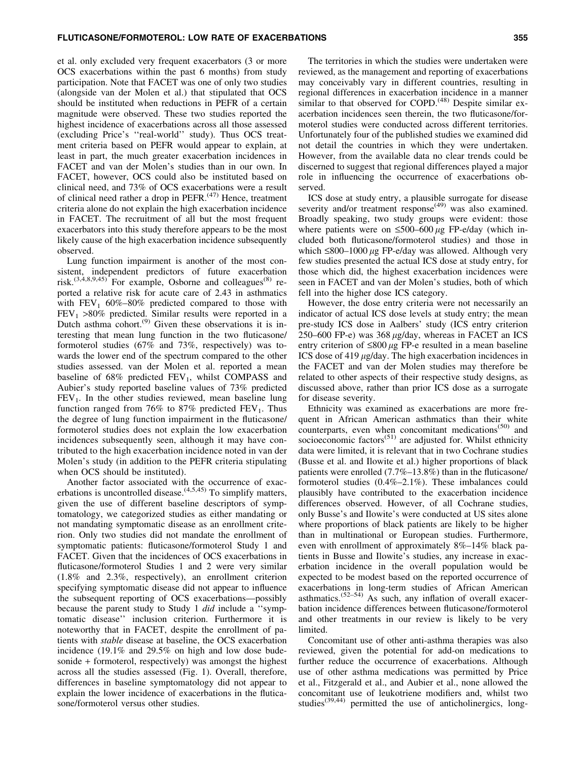et al. only excluded very frequent exacerbators (3 or more OCS exacerbations within the past 6 months) from study participation. Note that FACET was one of only two studies (alongside van der Molen et al.) that stipulated that OCS should be instituted when reductions in PEFR of a certain magnitude were observed. These two studies reported the highest incidence of exacerbations across all those assessed (excluding Price's ''real-world'' study). Thus OCS treatment criteria based on PEFR would appear to explain, at least in part, the much greater exacerbation incidences in FACET and van der Molen's studies than in our own. In FACET, however, OCS could also be instituted based on clinical need, and 73% of OCS exacerbations were a result of clinical need rather a drop in PEFR.[47] Hence, treatment criteria alone do not explain the high exacerbation incidence in FACET. The recruitment of all but the most frequent exacerbators into this study therefore appears to be the most likely cause of the high exacerbation incidence subsequently observed.

Lung function impairment is another of the most consistent, independent predictors of future exacerbation risk.[3,4,8,9,45] For example, Osborne and colleagues[8] reported a relative risk for acute care of 2.43 in asthmatics with $FEV_1$ 60%–80% predicted compared to those with $FEV_1$ >80% predicted. Similar results were reported in a Dutch asthma cohort.[9] Given these observations it is interesting that mean lung function in the two fluticasone/formoterol studies (67% and 73%, respectively) was towards the lower end of the spectrum compared to the other studies assessed. van der Molen et al. reported a mean baseline of 68% predicted $FEV_1$, whilst COMPASS and Aubier's study reported baseline values of 73% predicted $FEV_1$. In the other studies reviewed, mean baseline lung function ranged from 76% to 87% predicted $FEV_1$. Thus the degree of lung function impairment in the fluticasone/formoterol studies does not explain the low exacerbation incidences subsequently seen, although it may have contributed to the high exacerbation incidence noted in van der Molen's study (in addition to the PEFR criteria stipulating when OCS should be instituted).

Another factor associated with the occurrence of exacerbations is uncontrolled disease.[4,5,45] To simplify matters, given the use of different baseline descriptors of symptomatology, we categorized studies as either mandating or not mandating symptomatic disease as an enrollment criterion. Only two studies did not mandate the enrollment of symptomatic patients: fluticasone/formoterol Study 1 and FACET. Given that the incidences of OCS exacerbations in fluticasone/formoterol Studies 1 and 2 were very similar (1.8% and 2.3%, respectively), an enrollment criterion specifying symptomatic disease did not appear to influence the subsequent reporting of OCS exacerbations—possibly because the parent study to Study 1 *did* include a ''symptomatic disease'' inclusion criterion. Furthermore it is noteworthy that in FACET, despite the enrollment of patients with *stable* disease at baseline, the OCS exacerbation incidence (19.1% and 29.5% on high and low dose budesonide + formoterol, respectively) was amongst the highest across all the studies assessed (Fig. 1). Overall, therefore, differences in baseline symptomatology did not appear to explain the lower incidence of exacerbations in the fluticasone/formoterol versus other studies.

The territories in which the studies were undertaken were reviewed, as the management and reporting of exacerbations may conceivably vary in different countries, resulting in regional differences in exacerbation incidence in a manner similar to that observed for COPD.[48] Despite similar exacerbation incidences seen therein, the two fluticasone/formoterol studies were conducted across different territories. Unfortunately four of the published studies we examined did not detail the countries in which they were undertaken. However, from the available data no clear trends could be discerned to suggest that regional differences played a major role in influencing the occurrence of exacerbations observed.

ICS dose at study entry, a plausible surrogate for disease severity and/or treatment response[49] was also examined. Broadly speaking, two study groups were evident: those where patients were on ≤500–600 $\mu$g FP-e/day (which included both fluticasone/formoterol studies) and those in which ≤800–1000 $\mu$g FP-e/day was allowed. Although very few studies presented the actual ICS dose at study entry, for those which did, the highest exacerbation incidences were seen in FACET and van der Molen's studies, both of which fell into the higher dose ICS category.

However, the dose entry criteria were not necessarily an indicator of actual ICS dose levels at study entry; the mean pre-study ICS dose in Aalbers' study (ICS entry criterion 250–600 FP-e) was 368 $\mu$g/day, whereas in FACET an ICS entry criterion of ≤800 $\mu$g FP-e resulted in a mean baseline ICS dose of 419 $\mu$g/day. The high exacerbation incidences in the FACET and van der Molen studies may therefore be related to other aspects of their respective study designs, as discussed above, rather than prior ICS dose as a surrogate for disease severity.

Ethnicity was examined as exacerbations are more frequent in African American asthmatics than their white counterparts, even when concomitant medications[50] and socioeconomic factors[51] are adjusted for. Whilst ethnicity data were limited, it is relevant that in two Cochrane studies (Busse et al. and Ilowite et al.) higher proportions of black patients were enrolled (7.7%–13.8%) than in the fluticasone/formoterol studies (0.4%–2.1%). These imbalances could plausibly have contributed to the exacerbation incidence differences observed. However, of all Cochrane studies, only Busse's and Ilowite's were conducted at US sites alone where proportions of black patients are likely to be higher than in multinational or European studies. Furthermore, even with enrollment of approximately 8%–14% black patients in Busse and Ilowite's studies, any increase in exacerbation incidence in the overall population would be expected to be modest based on the reported occurrence of exacerbations in long-term studies of African American asthmatics.[52–54] As such, any inflation of overall exacerbation incidence differences between fluticasone/formoterol and other treatments in our review is likely to be very limited.

Concomitant use of other anti-asthma therapies was also reviewed, given the potential for add-on medications to further reduce the occurrence of exacerbations. Although use of other asthma medications was permitted by Price et al., Fitzgerald et al., and Aubier et al., none allowed the concomitant use of leukotriene modifiers and, whilst two studies[39,44] permitted the use of anticholinergics, long-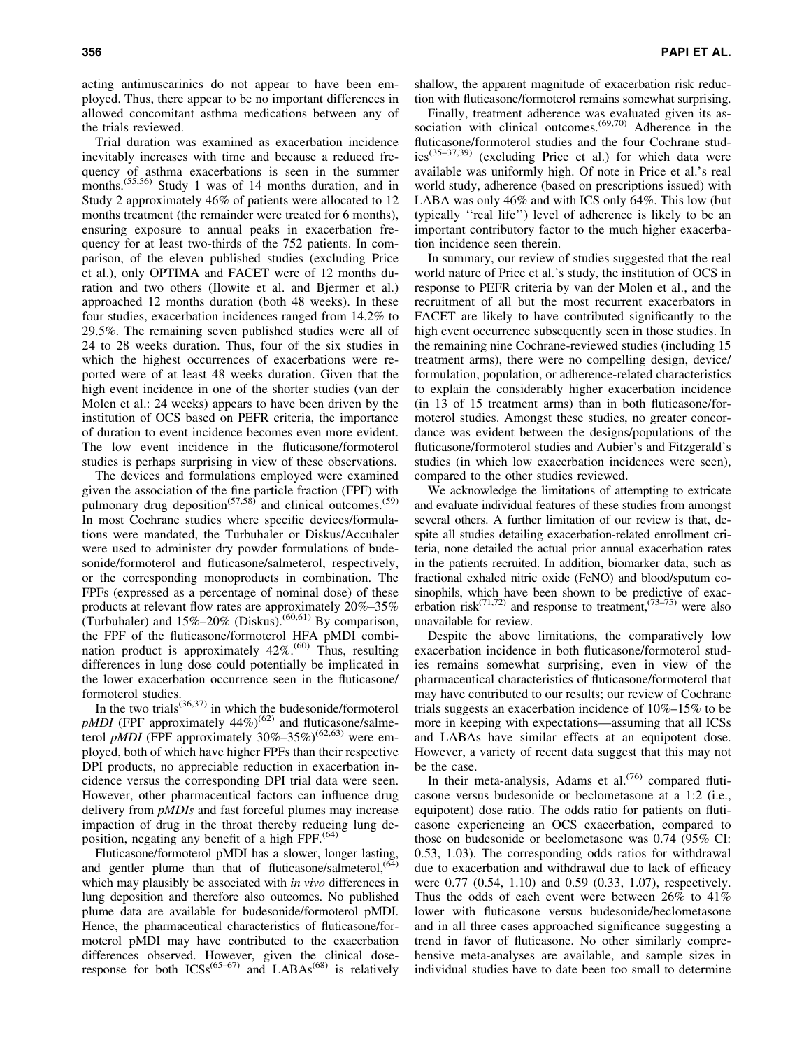acting antimuscarinics do not appear to have been employed. Thus, there appear to be no important differences in allowed concomitant asthma medications between any of the trials reviewed.

Trial duration was examined as exacerbation incidence inevitably increases with time and because a reduced frequency of asthma exacerbations is seen in the summer months.[55,56] Study 1 was of 14 months duration, and in Study 2 approximately 46% of patients were allocated to 12 months treatment (the remainder were treated for 6 months), ensuring exposure to annual peaks in exacerbation frequency for at least two-thirds of the 752 patients. In comparison, of the eleven published studies (excluding Price et al.), only OPTIMA and FACET were of 12 months duration and two others (Ilowite et al. and Bjermer et al.) approached 12 months duration (both 48 weeks). In these four studies, exacerbation incidences ranged from 14.2% to 29.5%. The remaining seven published studies were all of 24 to 28 weeks duration. Thus, four of the six studies in which the highest occurrences of exacerbations were reported were of at least 48 weeks duration. Given that the high event incidence in one of the shorter studies (van der Molen et al.: 24 weeks) appears to have been driven by the institution of OCS based on PEFR criteria, the importance of duration to event incidence becomes even more evident. The low event incidence in the fluticasone/formoterol studies is perhaps surprising in view of these observations.

The devices and formulations employed were examined given the association of the fine particle fraction (FPF) with pulmonary drug deposition[57,58] and clinical outcomes.[59] In most Cochrane studies where specific devices/formulations were mandated, the Turbuhaler or Diskus/Accuhaler were used to administer dry powder formulations of budesonide/formoterol and fluticasone/salmeterol, respectively, or the corresponding monoproducts in combination. The FPFs (expressed as a percentage of nominal dose) of these products at relevant flow rates are approximately 20%–35% (Turbuhaler) and 15%–20% (Diskus).[60,61] By comparison, the FPF of the fluticasone/formoterol HFA pMDI combination product is approximately 42%.[60] Thus, resulting differences in lung dose could potentially be implicated in the lower exacerbation occurrence seen in the fluticasone/formoterol studies.

In the two trials[36,37] in which the budesonide/formoterol *pMDI* (FPF approximately 44%)[62] and fluticasone/salmeterol *pMDI* (FPF approximately 30%–35%)[62,63] were employed, both of which have higher FPFs than their respective DPI products, no appreciable reduction in exacerbation incidence versus the corresponding DPI trial data were seen. However, other pharmaceutical factors can influence drug delivery from *pMDIs* and fast forceful plumes may increase impaction of drug in the throat thereby reducing lung deposition, negating any benefit of a high FPF.[64]

Fluticasone/formoterol pMDI has a slower, longer lasting, and gentler plume than that of fluticasone/salmeterol,[64] which may plausibly be associated with *in vivo* differences in lung deposition and therefore also outcomes. No published plume data are available for budesonide/formoterol pMDI. Hence, the pharmaceutical characteristics of fluticasone/formoterol pMDI may have contributed to the exacerbation differences observed. However, given the clinical dose-response for both ICSs[65–67] and LABAs[68] is relatively shallow, the apparent magnitude of exacerbation risk reduction with fluticasone/formoterol remains somewhat surprising.

Finally, treatment adherence was evaluated given its association with clinical outcomes.[69,70] Adherence in the fluticasone/formoterol studies and the four Cochrane studies[35–37,39] (excluding Price et al.) for which data were available was uniformly high. Of note in Price et al.'s real world study, adherence (based on prescriptions issued) with LABA was only 46% and with ICS only 64%. This low (but typically ''real life'') level of adherence is likely to be an important contributory factor to the much higher exacerbation incidence seen therein.

In summary, our review of studies suggested that the real world nature of Price et al.'s study, the institution of OCS in response to PEFR criteria by van der Molen et al., and the recruitment of all but the most recurrent exacerbators in FACET are likely to have contributed significantly to the high event occurrence subsequently seen in those studies. In the remaining nine Cochrane-reviewed studies (including 15 treatment arms), there were no compelling design, device/formulation, population, or adherence-related characteristics to explain the considerably higher exacerbation incidence (in 13 of 15 treatment arms) than in both fluticasone/formoterol studies. Amongst these studies, no greater concordance was evident between the designs/populations of the fluticasone/formoterol studies and Aubier's and Fitzgerald's studies (in which low exacerbation incidences were seen), compared to the other studies reviewed.

We acknowledge the limitations of attempting to extricate and evaluate individual features of these studies from amongst several others. A further limitation of our review is that, despite all studies detailing exacerbation-related enrollment criteria, none detailed the actual prior annual exacerbation rates in the patients recruited. In addition, biomarker data, such as fractional exhaled nitric oxide (FeNO) and blood/sputum eosinophils, which have been shown to be predictive of exacerbation risk[71,72] and response to treatment,[73–75] were also unavailable for review.

Despite the above limitations, the comparatively low exacerbation incidence in both fluticasone/formoterol studies remains somewhat surprising, even in view of the pharmaceutical characteristics of fluticasone/formoterol that may have contributed to our results; our review of Cochrane trials suggests an exacerbation incidence of 10%–15% to be more in keeping with expectations—assuming that all ICSs and LABAs have similar effects at an equipotent dose. However, a variety of recent data suggest that this may not be the case.

In their meta-analysis, Adams et al.[76] compared fluticasone versus budesonide or beclometasone at a 1:2 (i.e., equipotent) dose ratio. The odds ratio for patients on fluticasone experiencing an OCS exacerbation, compared to those on budesonide or beclometasone was 0.74 (95% CI: 0.53, 1.03). The corresponding odds ratios for withdrawal due to exacerbation and withdrawal due to lack of efficacy were 0.77 (0.54, 1.10) and 0.59 (0.33, 1.07), respectively. Thus the odds of each event were between 26% to 41% lower with fluticasone versus budesonide/beclometasone and in all three cases approached significance suggesting a trend in favor of fluticasone. No other similarly comprehensive meta-analyses are available, and sample sizes in individual studies have to date been too small to determine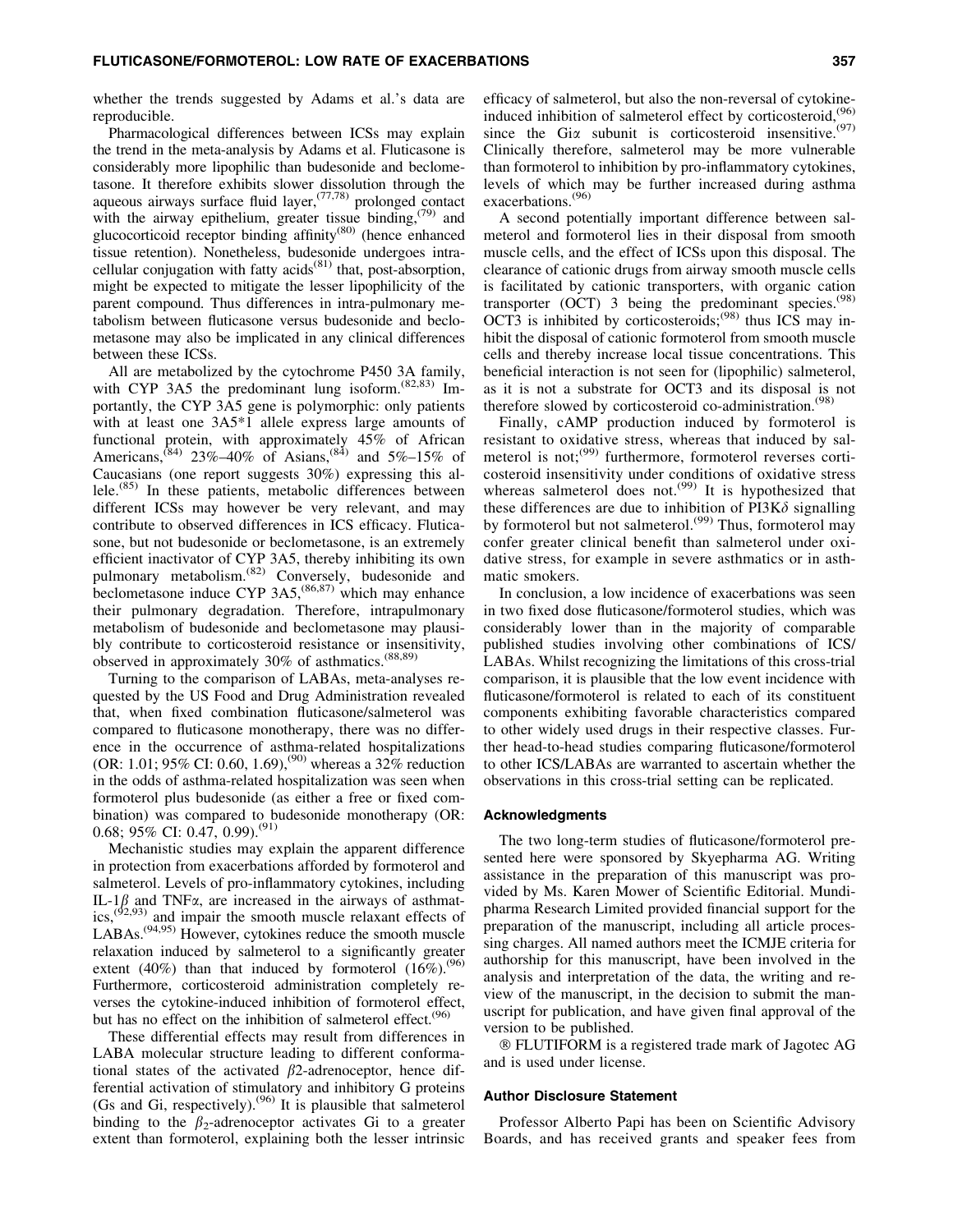whether the trends suggested by Adams et al.'s data are reproducible.

Pharmacological differences between ICSs may explain the trend in the meta-analysis by Adams et al. Fluticasone is considerably more lipophilic than budesonide and beclometasone. It therefore exhibits slower dissolution through the aqueous airways surface fluid layer,[77,78] prolonged contact with the airway epithelium, greater tissue binding,[79] and glucocorticoid receptor binding affinity[80] (hence enhanced tissue retention). Nonetheless, budesonide undergoes intracellular conjugation with fatty acids[81] that, post-absorption, might be expected to mitigate the lesser lipophilicity of the parent compound. Thus differences in intra-pulmonary metabolism between fluticasone versus budesonide and beclometasone may also be implicated in any clinical differences between these ICSs.

All are metabolized by the cytochrome P450 3A family, with CYP 3A5 the predominant lung isoform.[82,83] Importantly, the CYP 3A5 gene is polymorphic: only patients with at least one 3A5*1 allele express large amounts of functional protein, with approximately 45% of African Americans,[84] 23%–40% of Asians,[84] and 5%–15% of Caucasians (one report suggests 30%) expressing this allele.[85] In these patients, metabolic differences between different ICSs may however be very relevant, and may contribute to observed differences in ICS efficacy. Fluticasone, but not budesonide or beclometasone, is an extremely efficient inactivator of CYP 3A5, thereby inhibiting its own pulmonary metabolism.[82] Conversely, budesonide and beclometasone induce CYP 3A5,[86,87] which may enhance their pulmonary degradation. Therefore, intrapulmonary metabolism of budesonide and beclometasone may plausibly contribute to corticosteroid resistance or insensitivity, observed in approximately 30% of asthmatics.[88,89]

Turning to the comparison of LABAs, meta-analyses requested by the US Food and Drug Administration revealed that, when fixed combination fluticasone/salmeterol was compared to fluticasone monotherapy, there was no difference in the occurrence of asthma-related hospitalizations (OR: 1.01; 95% CI: 0.60, 1.69),[90] whereas a 32% reduction in the odds of asthma-related hospitalization was seen when formoterol plus budesonide (as either a free or fixed combination) was compared to budesonide monotherapy (OR: 0.68; 95% CI: 0.47, 0.99).[91]

Mechanistic studies may explain the apparent difference in protection from exacerbations afforded by formoterol and salmeterol. Levels of pro-inflammatory cytokines, including IL-1$\beta$ and TNF$\alpha$, are increased in the airways of asthmatics,[92,93] and impair the smooth muscle relaxant effects of LABAs.[94,95] However, cytokines reduce the smooth muscle relaxation induced by salmeterol to a significantly greater extent (40%) than that induced by formoterol (16%).[96] Furthermore, corticosteroid administration completely reverses the cytokine-induced inhibition of formoterol effect, but has no effect on the inhibition of salmeterol effect.[96]

These differential effects may result from differences in LABA molecular structure leading to different conformational states of the activated $\beta$2-adrenoceptor, hence differential activation of stimulatory and inhibitory G proteins (Gs and Gi, respectively).[96] It is plausible that salmeterol binding to the $\beta_2$-adrenoceptor activates Gi to a greater extent than formoterol, explaining both the lesser intrinsic efficacy of salmeterol, but also the non-reversal of cytokine-induced inhibition of salmeterol effect by corticosteroid,[96] since the Gi$\alpha$ subunit is corticosteroid insensitive.[97] Clinically therefore, salmeterol may be more vulnerable than formoterol to inhibition by pro-inflammatory cytokines, levels of which may be further increased during asthma exacerbations.[96]

A second potentially important difference between salmeterol and formoterol lies in their disposal from smooth muscle cells, and the effect of ICSs upon this disposal. The clearance of cationic drugs from airway smooth muscle cells is facilitated by cationic transporters, with organic cation transporter (OCT) 3 being the predominant species.[98] OCT3 is inhibited by corticosteroids;[98] thus ICS may inhibit the disposal of cationic formoterol from smooth muscle cells and thereby increase local tissue concentrations. This beneficial interaction is not seen for (lipophilic) salmeterol, as it is not a substrate for OCT3 and its disposal is not therefore slowed by corticosteroid co-administration.[98]

Finally, cAMP production induced by formoterol is resistant to oxidative stress, whereas that induced by salmeterol is not;[99] furthermore, formoterol reverses corticosteroid insensitivity under conditions of oxidative stress whereas salmeterol does not.[99] It is hypothesized that these differences are due to inhibition of PI3K$\delta$ signalling by formoterol but not salmeterol.[99] Thus, formoterol may confer greater clinical benefit than salmeterol under oxidative stress, for example in severe asthmatics or in asthmatic smokers.

In conclusion, a low incidence of exacerbations was seen in two fixed dose fluticasone/formoterol studies, which was considerably lower than in the majority of comparable published studies involving other combinations of ICS/LABAs. Whilst recognizing the limitations of this cross-trial comparison, it is plausible that the low event incidence with fluticasone/formoterol is related to each of its constituent components exhibiting favorable characteristics compared to other widely used drugs in their respective classes. Further head-to-head studies comparing fluticasone/formoterol to other ICS/LABAs are warranted to ascertain whether the observations in this cross-trial setting can be replicated.

## Acknowledgments

The two long-term studies of fluticasone/formoterol presented here were sponsored by Skyepharma AG. Writing assistance in the preparation of this manuscript was provided by Ms. Karen Mower of Scientific Editorial. Mundipharma Research Limited provided financial support for the preparation of the manuscript, including all article processing charges. All named authors meet the ICMJE criteria for authorship for this manuscript, have been involved in the analysis and interpretation of the data, the writing and review of the manuscript, in the decision to submit the manuscript for publication, and have given final approval of the version to be published.

® FLUTIFORM is a registered trade mark of Jagotec AG and is used under license.

## Author Disclosure Statement

Professor Alberto Papi has been on Scientific Advisory Boards, and has received grants and speaker fees from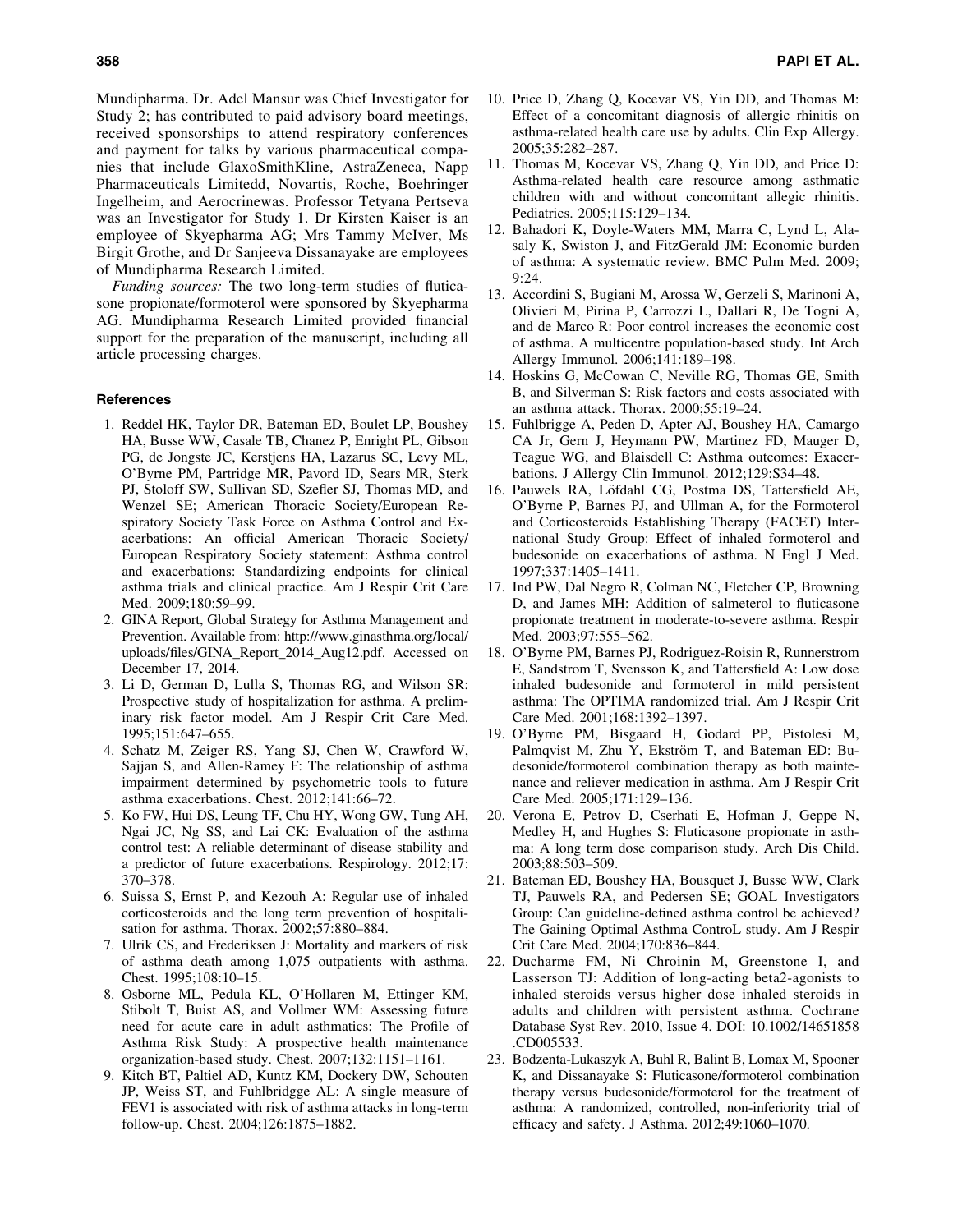Mundipharma. Dr. Adel Mansur was Chief Investigator for Study 2; has contributed to paid advisory board meetings, received sponsorships to attend respiratory conferences and payment for talks by various pharmaceutical companies that include GlaxoSmithKline, AstraZeneca, Napp Pharmaceuticals Limitedd, Novartis, Roche, Boehringer Ingelheim, and Aerocrinewas. Professor Tetyana Pertseva was an Investigator for Study 1. Dr Kirsten Kaiser is an employee of Skyepharma AG; Mrs Tammy McIver, Ms Birgit Grothe, and Dr Sanjeeva Dissanayake are employees of Mundipharma Research Limited.

*Funding sources:* The two long-term studies of fluticasone propionate/formoterol were sponsored by Skyepharma AG. Mundipharma Research Limited provided financial support for the preparation of the manuscript, including all article processing charges.

### References

1. Reddel HK, Taylor DR, Bateman ED, Boulet LP, Boushey HA, Busse WW, Casale TB, Chanez P, Enright PL, Gibson PG, de Jongste JC, Kerstjens HA, Lazarus SC, Levy ML, O'Byrne PM, Partridge MR, Pavord ID, Sears MR, Sterk PJ, Stoloff SW, Sullivan SD, Szefler SJ, Thomas MD, and Wenzel SE; American Thoracic Society/European Respiratory Society Task Force on Asthma Control and Exacerbations: An official American Thoracic Society/European Respiratory Society statement: Asthma control and exacerbations: Standardizing endpoints for clinical asthma trials and clinical practice. Am J Respir Crit Care Med. 2009;180:59–99.
2. GINA Report, Global Strategy for Asthma Management and Prevention. Available from: http://www.ginasthma.org/local/uploads/files/GINA_Report_2014_Aug12.pdf. Accessed on December 17, 2014.
3. Li D, German D, Lulla S, Thomas RG, and Wilson SR: Prospective study of hospitalization for asthma. A preliminary risk factor model. Am J Respir Crit Care Med. 1995;151:647–655.
4. Schatz M, Zeiger RS, Yang SJ, Chen W, Crawford W, Sajjan S, and Allen-Ramey F: The relationship of asthma impairment determined by psychometric tools to future asthma exacerbations. Chest. 2012;141:66–72.
5. Ko FW, Hui DS, Leung TF, Chu HY, Wong GW, Tung AH, Ngai JC, Ng SS, and Lai CK: Evaluation of the asthma control test: A reliable determinant of disease stability and a predictor of future exacerbations. Respirology. 2012;17:370–378.
6. Suissa S, Ernst P, and Kezouh A: Regular use of inhaled corticosteroids and the long term prevention of hospitalisation for asthma. Thorax. 2002;57:880–884.
7. Ulrik CS, and Frederiksen J: Mortality and markers of risk of asthma death among 1,075 outpatients with asthma. Chest. 1995;108:10–15.
8. Osborne ML, Pedula KL, O'Hollaren M, Ettinger KM, Stibolt T, Buist AS, and Vollmer WM: Assessing future need for acute care in adult asthmatics: The Profile of Asthma Risk Study: A prospective health maintenance organization-based study. Chest. 2007;132:1151–1161.
9. Kitch BT, Paltiel AD, Kuntz KM, Dockery DW, Schouten JP, Weiss ST, and Fuhlbridgge AL: A single measure of FEV1 is associated with risk of asthma attacks in long-term follow-up. Chest. 2004;126:1875–1882.
10. Price D, Zhang Q, Kocevar VS, Yin DD, and Thomas M: Effect of a concomitant diagnosis of allergic rhinitis on asthma-related health care use by adults. Clin Exp Allergy. 2005;35:282–287.
11. Thomas M, Kocevar VS, Zhang Q, Yin DD, and Price D: Asthma-related health care resource among asthmatic children with and without concomitant allegic rhinitis. Pediatrics. 2005;115:129–134.
12. Bahadori K, Doyle-Waters MM, Marra C, Lynd L, Alasaly K, Swiston J, and FitzGerald JM: Economic burden of asthma: A systematic review. BMC Pulm Med. 2009;9:24.
13. Accordini S, Bugiani M, Arossa W, Gerzeli S, Marinoni A, Olivieri M, Pirina P, Carrozzi L, Dallari R, De Togni A, and de Marco R: Poor control increases the economic cost of asthma. A multicentre population-based study. Int Arch Allergy Immunol. 2006;141:189–198.
14. Hoskins G, McCowan C, Neville RG, Thomas GE, Smith B, and Silverman S: Risk factors and costs associated with an asthma attack. Thorax. 2000;55:19–24.
15. Fuhlbrigge A, Peden D, Apter AJ, Boushey HA, Camargo CA Jr, Gern J, Heymann PW, Martinez FD, Mauger D, Teague WG, and Blaisdell C: Asthma outcomes: Exacerbations. J Allergy Clin Immunol. 2012;129:S34–48.
16. Pauwels RA, Löfdahl CG, Postma DS, Tattersfield AE, O'Byrne P, Barnes PJ, and Ullman A, for the Formoterol and Corticosteroids Establishing Therapy (FACET) International Study Group: Effect of inhaled formoterol and budesonide on exacerbations of asthma. N Engl J Med. 1997;337:1405–1411.
17. Ind PW, Dal Negro R, Colman NC, Fletcher CP, Browning D, and James MH: Addition of salmeterol to fluticasone propionate treatment in moderate-to-severe asthma. Respir Med. 2003;97:555–562.
18. O'Byrne PM, Barnes PJ, Rodriguez-Roisin R, Runnerstrom E, Sandstrom T, Svensson K, and Tattersfield A: Low dose inhaled budesonide and formoterol in mild persistent asthma: The OPTIMA randomized trial. Am J Respir Crit Care Med. 2001;168:1392–1397.
19. O'Byrne PM, Bisgaard H, Godard PP, Pistolesi M, Palmqvist M, Zhu Y, Ekström T, and Bateman ED: Budesonide/formoterol combination therapy as both maintenance and reliever medication in asthma. Am J Respir Crit Care Med. 2005;171:129–136.
20. Verona E, Petrov D, Cserhati E, Hofman J, Geppe N, Medley H, and Hughes S: Fluticasone propionate in asthma: A long term dose comparison study. Arch Dis Child. 2003;88:503–509.
21. Bateman ED, Boushey HA, Bousquet J, Busse WW, Clark TJ, Pauwels RA, and Pedersen SE; GOAL Investigators Group: Can guideline-defined asthma control be achieved? The Gaining Optimal Asthma ControL study. Am J Respir Crit Care Med. 2004;170:836–844.
22. Ducharme FM, Ni Chroinin M, Greenstone I, and Lasserson TJ: Addition of long-acting beta2-agonists to inhaled steroids versus higher dose inhaled steroids in adults and children with persistent asthma. Cochrane Database Syst Rev. 2010, Issue 4. DOI: 10.1002/14651858.CD005533.
23. Bodzenta-Lukaszyk A, Buhl R, Balint B, Lomax M, Spooner K, and Dissanayake S: Fluticasone/formoterol combination therapy versus budesonide/formoterol for the treatment of asthma: A randomized, controlled, non-inferiority trial of efficacy and safety. J Asthma. 2012;49:1060–1070.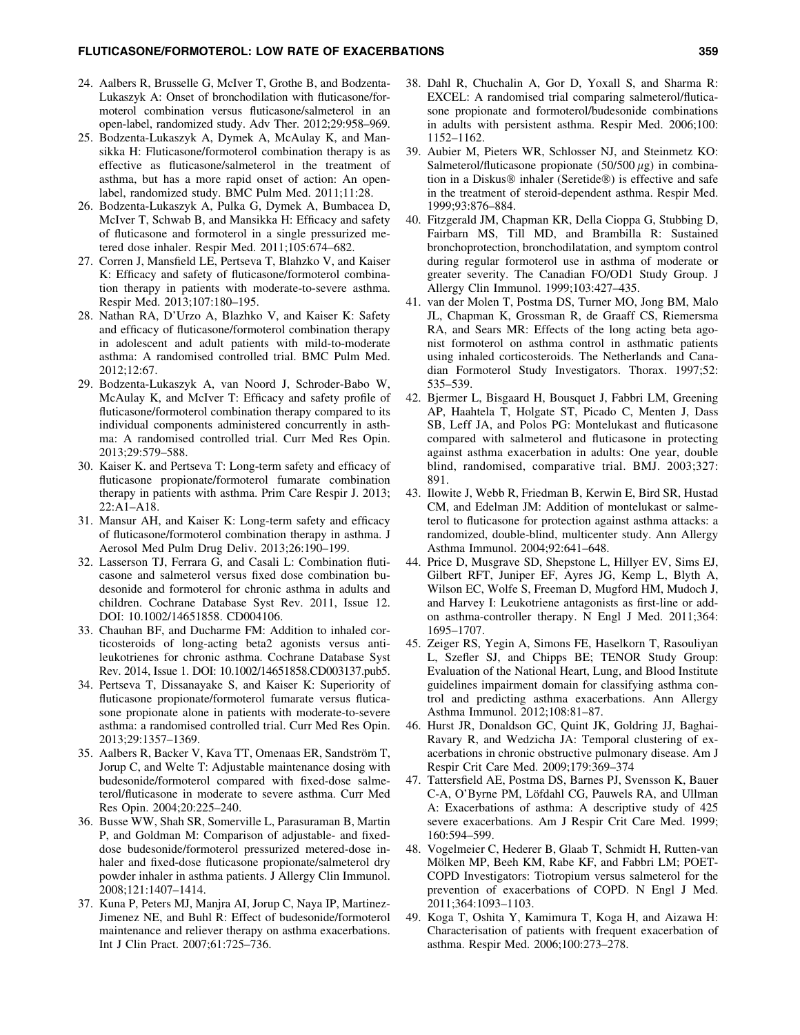24. Aalbers R, Brusselle G, McIver T, Grothe B, and Bodzenta-Lukaszyk A: Onset of bronchodilation with fluticasone/formoterol combination versus fluticasone/salmeterol in an open-label, randomized study. Adv Ther. 2012;29:958–969.
25. Bodzenta-Lukaszyk A, Dymek A, McAulay K, and Mansikka H: Fluticasone/formoterol combination therapy is as effective as fluticasone/salmeterol in the treatment of asthma, but has a more rapid onset of action: An open-label, randomized study. BMC Pulm Med. 2011;11:28.
26. Bodzenta-Lukaszyk A, Pulka G, Dymek A, Bumbacea D, McIver T, Schwab B, and Mansikka H: Efficacy and safety of fluticasone and formoterol in a single pressurized metered dose inhaler. Respir Med. 2011;105:674–682.
27. Corren J, Mansfield LE, Pertseva T, Blahzko V, and Kaiser K: Efficacy and safety of fluticasone/formoterol combination therapy in patients with moderate-to-severe asthma. Respir Med. 2013;107:180–195.
28. Nathan RA, D'Urzo A, Blazhko V, and Kaiser K: Safety and efficacy of fluticasone/formoterol combination therapy in adolescent and adult patients with mild-to-moderate asthma: A randomised controlled trial. BMC Pulm Med. 2012;12:67.
29. Bodzenta-Lukaszyk A, van Noord J, Schroder-Babo W, McAulay K, and McIver T: Efficacy and safety profile of fluticasone/formoterol combination therapy compared to its individual components administered concurrently in asthma: A randomised controlled trial. Curr Med Res Opin. 2013;29:579–588.
30. Kaiser K. and Pertseva T: Long-term safety and efficacy of fluticasone propionate/formoterol fumarate combination therapy in patients with asthma. Prim Care Respir J. 2013; 22:A1–A18.
31. Mansur AH, and Kaiser K: Long-term safety and efficacy of fluticasone/formoterol combination therapy in asthma. J Aerosol Med Pulm Drug Deliv. 2013;26:190–199.
32. Lasserson TJ, Ferrara G, and Casali L: Combination fluticasone and salmeterol versus fixed dose combination budesonide and formoterol for chronic asthma in adults and children. Cochrane Database Syst Rev. 2011, Issue 12. DOI: 10.1002/14651858. CD004106.
33. Chauhan BF, and Ducharme FM: Addition to inhaled corticosteroids of long-acting beta2 agonists versus antileukotrienes for chronic asthma. Cochrane Database Syst Rev. 2014, Issue 1. DOI: 10.1002/14651858.CD003137.pub5.
34. Pertseva T, Dissanayake S, and Kaiser K: Superiority of fluticasone propionate/formoterol fumarate versus fluticasone propionate alone in patients with moderate-to-severe asthma: a randomised controlled trial. Curr Med Res Opin. 2013;29:1357–1369.
35. Aalbers R, Backer V, Kava TT, Omenaas ER, Sandström T, Jorup C, and Welte T: Adjustable maintenance dosing with budesonide/formoterol compared with fixed-dose salmeterol/fluticasone in moderate to severe asthma. Curr Med Res Opin. 2004;20:225–240.
36. Busse WW, Shah SR, Somerville L, Parasuraman B, Martin P, and Goldman M: Comparison of adjustable- and fixed-dose budesonide/formoterol pressurized metered-dose inhaler and fixed-dose fluticasone propionate/salmeterol dry powder inhaler in asthma patients. J Allergy Clin Immunol. 2008;121:1407–1414.
37. Kuna P, Peters MJ, Manjra AI, Jorup C, Naya IP, Martinez-Jimenez NE, and Buhl R: Effect of budesonide/formoterol maintenance and reliever therapy on asthma exacerbations. Int J Clin Pract. 2007;61:725–736.
38. Dahl R, Chuchalin A, Gor D, Yoxall S, and Sharma R: EXCEL: A randomised trial comparing salmeterol/fluticasone propionate and formoterol/budesonide combinations in adults with persistent asthma. Respir Med. 2006;100: 1152–1162.
39. Aubier M, Pieters WR, Schlosser NJ, and Steinmetz KO: Salmeterol/fluticasone propionate (50/500 $\mu$g) in combination in a Diskus® inhaler (Seretide®) is effective and safe in the treatment of steroid-dependent asthma. Respir Med. 1999;93:876–884.
40. Fitzgerald JM, Chapman KR, Della Cioppa G, Stubbing D, Fairbarn MS, Till MD, and Brambilla R: Sustained bronchoprotection, bronchodilatation, and symptom control during regular formoterol use in asthma of moderate or greater severity. The Canadian FO/OD1 Study Group. J Allergy Clin Immunol. 1999;103:427–435.
41. van der Molen T, Postma DS, Turner MO, Jong BM, Malo JL, Chapman K, Grossman R, de Graaff CS, Riemersma RA, and Sears MR: Effects of the long acting beta agonist formoterol on asthma control in asthmatic patients using inhaled corticosteroids. The Netherlands and Canadian Formoterol Study Investigators. Thorax. 1997;52: 535–539.
42. Bjermer L, Bisgaard H, Bousquet J, Fabbri LM, Greening AP, Haahtela T, Holgate ST, Picado C, Menten J, Dass SB, Leff JA, and Polos PG: Montelukast and fluticasone compared with salmeterol and fluticasone in protecting against asthma exacerbation in adults: One year, double blind, randomised, comparative trial. BMJ. 2003;327: 891.
43. Ilowite J, Webb R, Friedman B, Kerwin E, Bird SR, Hustad CM, and Edelman JM: Addition of montelukast or salmeterol to fluticasone for protection against asthma attacks: a randomized, double-blind, multicenter study. Ann Allergy Asthma Immunol. 2004;92:641–648.
44. Price D, Musgrave SD, Shepstone L, Hillyer EV, Sims EJ, Gilbert RFT, Juniper EF, Ayres JG, Kemp L, Blyth A, Wilson EC, Wolfe S, Freeman D, Mugford HM, Mudoch J, and Harvey I: Leukotriene antagonists as first-line or add-on asthma-controller therapy. N Engl J Med. 2011;364: 1695–1707.
45. Zeiger RS, Yegin A, Simons FE, Haselkorn T, Rasouliyan L, Szefler SJ, and Chipps BE; TENOR Study Group: Evaluation of the National Heart, Lung, and Blood Institute guidelines impairment domain for classifying asthma control and predicting asthma exacerbations. Ann Allergy Asthma Immunol. 2012;108:81–87.
46. Hurst JR, Donaldson GC, Quint JK, Goldring JJ, Baghai-Ravary R, and Wedzicha JA: Temporal clustering of exacerbations in chronic obstructive pulmonary disease. Am J Respir Crit Care Med. 2009;179:369–374
47. Tattersfield AE, Postma DS, Barnes PJ, Svensson K, Bauer C-A, O'Byrne PM, Löfdahl CG, Pauwels RA, and Ullman A: Exacerbations of asthma: A descriptive study of 425 severe exacerbations. Am J Respir Crit Care Med. 1999; 160:594–599.
48. Vogelmeier C, Hederer B, Glaab T, Schmidt H, Rutten-van Mölken MP, Beeh KM, Rabe KF, and Fabbri LM; POET-COPD Investigators: Tiotropium versus salmeterol for the prevention of exacerbations of COPD. N Engl J Med. 2011;364:1093–1103.
49. Koga T, Oshita Y, Kamimura T, Koga H, and Aizawa H: Characterisation of patients with frequent exacerbation of asthma. Respir Med. 2006;100:273–278.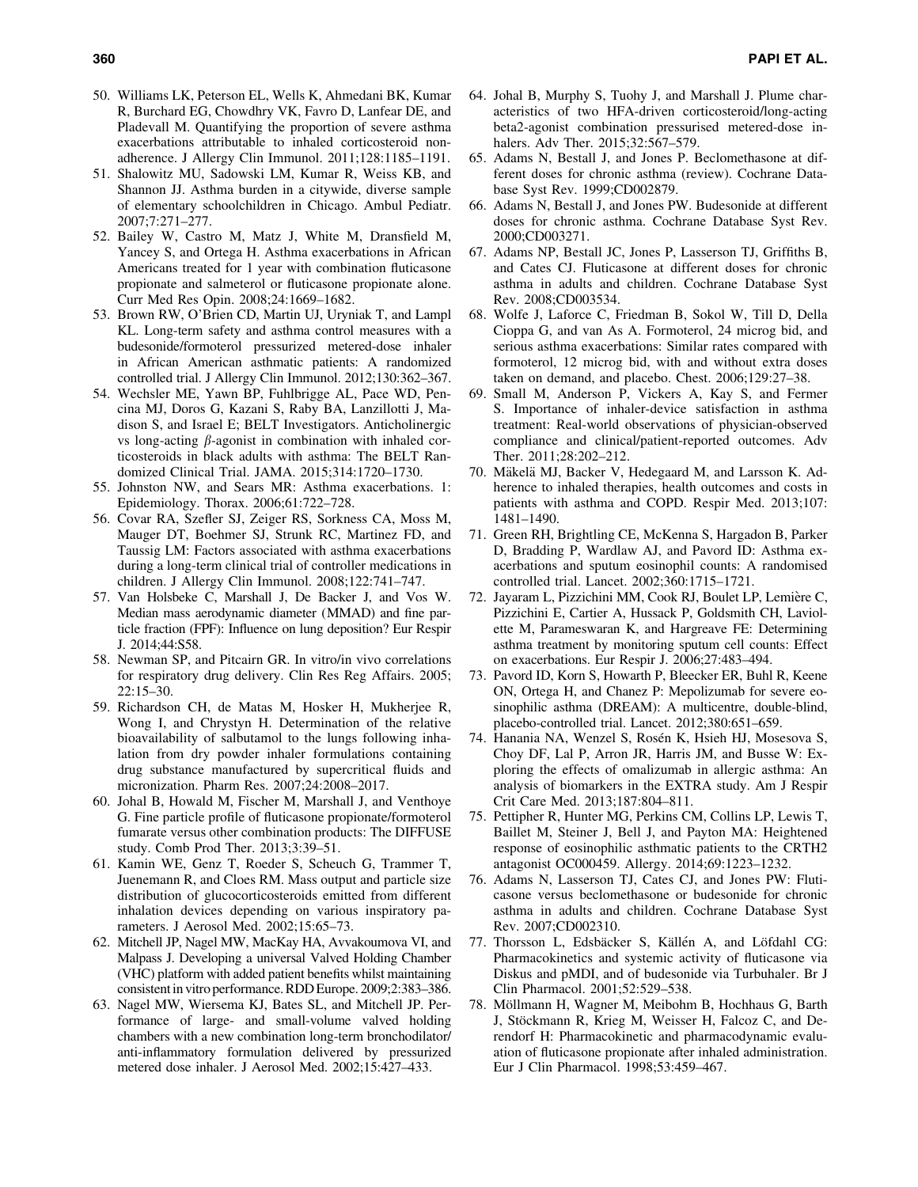50. Williams LK, Peterson EL, Wells K, Ahmedani BK, Kumar R, Burchard EG, Chowdhry VK, Favro D, Lanfear DE, and Pladevall M. Quantifying the proportion of severe asthma exacerbations attributable to inhaled corticosteroid nonadherence. J Allergy Clin Immunol. 2011;128:1185–1191.
51. Shalowitz MU, Sadowski LM, Kumar R, Weiss KB, and Shannon JJ. Asthma burden in a citywide, diverse sample of elementary schoolchildren in Chicago. Ambul Pediatr. 2007;7:271–277.
52. Bailey W, Castro M, Matz J, White M, Dransfield M, Yancey S, and Ortega H. Asthma exacerbations in African Americans treated for 1 year with combination fluticasone propionate and salmeterol or fluticasone propionate alone. Curr Med Res Opin. 2008;24:1669–1682.
53. Brown RW, O'Brien CD, Martin UJ, Uryniak T, and Lampl KL. Long-term safety and asthma control measures with a budesonide/formoterol pressurized metered-dose inhaler in African American asthmatic patients: A randomized controlled trial. J Allergy Clin Immunol. 2012;130:362–367.
54. Wechsler ME, Yawn BP, Fuhlbrigge AL, Pace WD, Pencina MJ, Doros G, Kazani S, Raby BA, Lanzillotti J, Madison S, and Israel E; BELT Investigators. Anticholinergic vs long-acting $\beta$-agonist in combination with inhaled corticosteroids in black adults with asthma: The BELT Randomized Clinical Trial. JAMA. 2015;314:1720–1730.
55. Johnston NW, and Sears MR: Asthma exacerbations. 1: Epidemiology. Thorax. 2006;61:722–728.
56. Covar RA, Szefler SJ, Zeiger RS, Sorkness CA, Moss M, Mauger DT, Boehmer SJ, Strunk RC, Martinez FD, and Taussig LM: Factors associated with asthma exacerbations during a long-term clinical trial of controller medications in children. J Allergy Clin Immunol. 2008;122:741–747.
57. Van Holsbeke C, Marshall J, De Backer J, and Vos W. Median mass aerodynamic diameter (MMAD) and fine particle fraction (FPF): Influence on lung deposition? Eur Respir J. 2014;44:S58.
58. Newman SP, and Pitcairn GR. In vitro/in vivo correlations for respiratory drug delivery. Clin Res Reg Affairs. 2005; 22:15–30.
59. Richardson CH, de Matas M, Hosker H, Mukherjee R, Wong I, and Chrystyn H. Determination of the relative bioavailability of salbutamol to the lungs following inhalation from dry powder inhaler formulations containing drug substance manufactured by supercritical fluids and micronization. Pharm Res. 2007;24:2008–2017.
60. Johal B, Howald M, Fischer M, Marshall J, and Venthoye G. Fine particle profile of fluticasone propionate/formoterol fumarate versus other combination products: The DIFFUSE study. Comb Prod Ther. 2013;3:39–51.
61. Kamin WE, Genz T, Roeder S, Scheuch G, Trammer T, Juenemann R, and Cloes RM. Mass output and particle size distribution of glucocorticosteroids emitted from different inhalation devices depending on various inspiratory parameters. J Aerosol Med. 2002;15:65–73.
62. Mitchell JP, Nagel MW, MacKay HA, Avvakoumova VI, and Malpass J. Developing a universal Valved Holding Chamber (VHC) platform with added patient benefits whilst maintaining consistent in vitro performance. RDD Europe. 2009;2:383–386.
63. Nagel MW, Wiersema KJ, Bates SL, and Mitchell JP. Performance of large- and small-volume valved holding chambers with a new combination long-term bronchodilator/anti-inflammatory formulation delivered by pressurized metered dose inhaler. J Aerosol Med. 2002;15:427–433.
64. Johal B, Murphy S, Tuohy J, and Marshall J. Plume characteristics of two HFA-driven corticosteroid/long-acting beta2-agonist combination pressurised metered-dose inhalers. Adv Ther. 2015;32:567–579.
65. Adams N, Bestall J, and Jones P. Beclomethasone at different doses for chronic asthma (review). Cochrane Database Syst Rev. 1999;CD002879.
66. Adams N, Bestall J, and Jones PW. Budesonide at different doses for chronic asthma. Cochrane Database Syst Rev. 2000;CD003271.
67. Adams NP, Bestall JC, Jones P, Lasserson TJ, Griffiths B, and Cates CJ. Fluticasone at different doses for chronic asthma in adults and children. Cochrane Database Syst Rev. 2008;CD003534.
68. Wolfe J, Laforce C, Friedman B, Sokol W, Till D, Della Cioppa G, and van As A. Formoterol, 24 microg bid, and serious asthma exacerbations: Similar rates compared with formoterol, 12 microg bid, with and without extra doses taken on demand, and placebo. Chest. 2006;129:27–38.
69. Small M, Anderson P, Vickers A, Kay S, and Fermer S. Importance of inhaler-device satisfaction in asthma treatment: Real-world observations of physician-observed compliance and clinical/patient-reported outcomes. Adv Ther. 2011;28:202–212.
70. Mäkelä MJ, Backer V, Hedegaard M, and Larsson K. Adherence to inhaled therapies, health outcomes and costs in patients with asthma and COPD. Respir Med. 2013;107: 1481–1490.
71. Green RH, Brightling CE, McKenna S, Hargadon B, Parker D, Bradding P, Wardlaw AJ, and Pavord ID: Asthma exacerbations and sputum eosinophil counts: A randomised controlled trial. Lancet. 2002;360:1715–1721.
72. Jayaram L, Pizzichini MM, Cook RJ, Boulet LP, Lemière C, Pizzichini E, Cartier A, Hussack P, Goldsmith CH, Laviolette M, Parameswaran K, and Hargreave FE: Determining asthma treatment by monitoring sputum cell counts: Effect on exacerbations. Eur Respir J. 2006;27:483–494.
73. Pavord ID, Korn S, Howarth P, Bleecker ER, Buhl R, Keene ON, Ortega H, and Chanez P: Mepolizumab for severe eosinophilic asthma (DREAM): A multicentre, double-blind, placebo-controlled trial. Lancet. 2012;380:651–659.
74. Hanania NA, Wenzel S, Rosén K, Hsieh HJ, Mosesova S, Choy DF, Lal P, Arron JR, Harris JM, and Busse W: Exploring the effects of omalizumab in allergic asthma: An analysis of biomarkers in the EXTRA study. Am J Respir Crit Care Med. 2013;187:804–811.
75. Pettipher R, Hunter MG, Perkins CM, Collins LP, Lewis T, Baillet M, Steiner J, Bell J, and Payton MA: Heightened response of eosinophilic asthmatic patients to the CRTH2 antagonist OC000459. Allergy. 2014;69:1223–1232.
76. Adams N, Lasserson TJ, Cates CJ, and Jones PW: Fluticasone versus beclomethasone or budesonide for chronic asthma in adults and children. Cochrane Database Syst Rev. 2007;CD002310.
77. Thorsson L, Edsbäcker S, Källén A, and Löfdahl CG: Pharmacokinetics and systemic activity of fluticasone via Diskus and pMDI, and of budesonide via Turbuhaler. Br J Clin Pharmacol. 2001;52:529–538.
78. Möllmann H, Wagner M, Meibohm B, Hochhaus G, Barth J, Stöckmann R, Krieg M, Weisser H, Falcoz C, and Derendorf H: Pharmacokinetic and pharmacodynamic evaluation of fluticasone propionate after inhaled administration. Eur J Clin Pharmacol. 1998;53:459–467.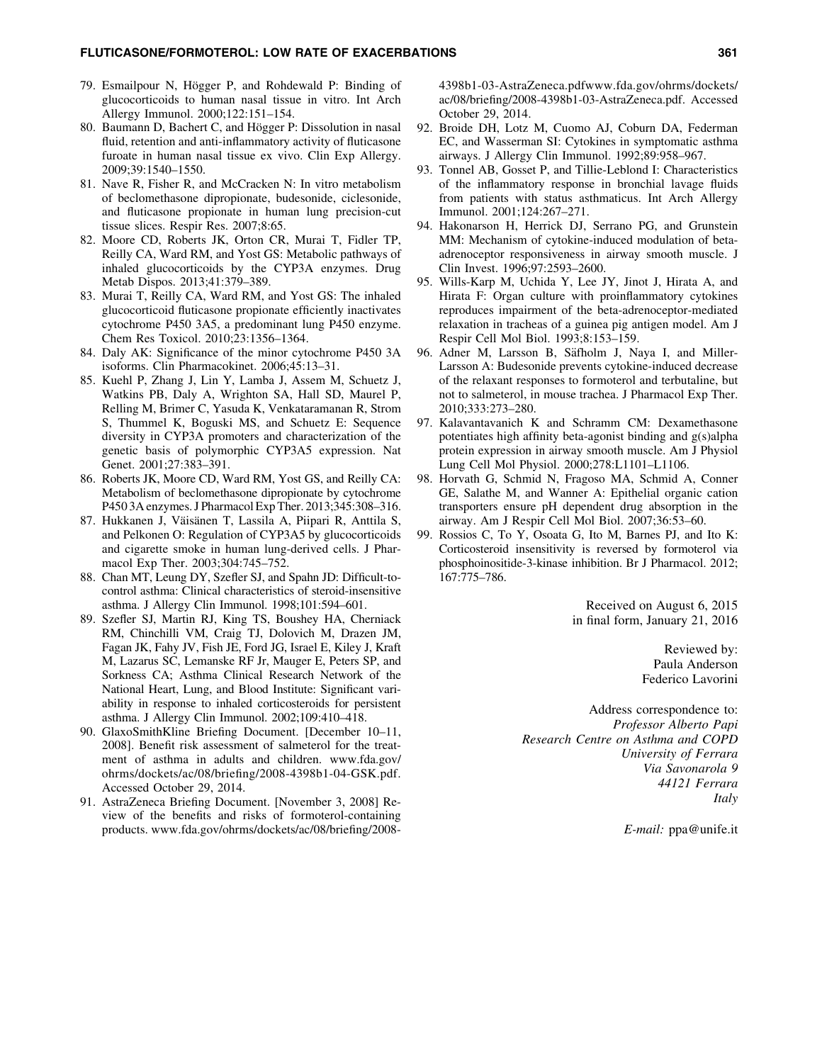79. Esmailpour N, Högger P, and Rohdewald P: Binding of glucocorticoids to human nasal tissue in vitro. Int Arch Allergy Immunol. 2000;122:151–154.
80. Baumann D, Bachert C, and Högger P: Dissolution in nasal fluid, retention and anti-inflammatory activity of fluticasone furoate in human nasal tissue ex vivo. Clin Exp Allergy. 2009;39:1540–1550.
81. Nave R, Fisher R, and McCracken N: In vitro metabolism of beclomethasone dipropionate, budesonide, ciclesonide, and fluticasone propionate in human lung precision-cut tissue slices. Respir Res. 2007;8:65.
82. Moore CD, Roberts JK, Orton CR, Murai T, Fidler TP, Reilly CA, Ward RM, and Yost GS: Metabolic pathways of inhaled glucocorticoids by the CYP3A enzymes. Drug Metab Dispos. 2013;41:379–389.
83. Murai T, Reilly CA, Ward RM, and Yost GS: The inhaled glucocorticoid fluticasone propionate efficiently inactivates cytochrome P450 3A5, a predominant lung P450 enzyme. Chem Res Toxicol. 2010;23:1356–1364.
84. Daly AK: Significance of the minor cytochrome P450 3A isoforms. Clin Pharmacokinet. 2006;45:13–31.
85. Kuehl P, Zhang J, Lin Y, Lamba J, Assem M, Schuetz J, Watkins PB, Daly A, Wrighton SA, Hall SD, Maurel P, Relling M, Brimer C, Yasuda K, Venkataramanan R, Strom S, Thummel K, Boguski MS, and Schuetz E: Sequence diversity in CYP3A promoters and characterization of the genetic basis of polymorphic CYP3A5 expression. Nat Genet. 2001;27:383–391.
86. Roberts JK, Moore CD, Ward RM, Yost GS, and Reilly CA: Metabolism of beclomethasone dipropionate by cytochrome P450 3A enzymes. J Pharmacol Exp Ther. 2013;345:308–316.
87. Hukkanen J, Väisänen T, Lassila A, Piipari R, Anttila S, and Pelkonen O: Regulation of CYP3A5 by glucocorticoids and cigarette smoke in human lung-derived cells. J Pharmacol Exp Ther. 2003;304:745–752.
88. Chan MT, Leung DY, Szefler SJ, and Spahn JD: Difficult-to-control asthma: Clinical characteristics of steroid-insensitive asthma. J Allergy Clin Immunol. 1998;101:594–601.
89. Szefler SJ, Martin RJ, King TS, Boushey HA, Cherniack RM, Chinchilli VM, Craig TJ, Dolovich M, Drazen JM, Fagan JK, Fahy JV, Fish JE, Ford JG, Israel E, Kiley J, Kraft M, Lazarus SC, Lemanske RF Jr, Mauger E, Peters SP, and Sorkness CA; Asthma Clinical Research Network of the National Heart, Lung, and Blood Institute: Significant variability in response to inhaled corticosteroids for persistent asthma. J Allergy Clin Immunol. 2002;109:410–418.
90. GlaxoSmithKline Briefing Document. [December 10–11, 2008]. Benefit risk assessment of salmeterol for the treatment of asthma in adults and children. www.fda.gov/ohrms/dockets/ac/08/briefing/2008-4398b1-04-GSK.pdf. Accessed October 29, 2014.
91. AstraZeneca Briefing Document. [November 3, 2008] Review of the benefits and risks of formoterol-containing products. www.fda.gov/ohrms/dockets/ac/08/briefing/2008-4398b1-03-AstraZeneca.pdfwww.fda.gov/ohrms/dockets/ac/08/briefing/2008-4398b1-03-AstraZeneca.pdf. Accessed October 29, 2014.
92. Broide DH, Lotz M, Cuomo AJ, Coburn DA, Federman EC, and Wasserman SI: Cytokines in symptomatic asthma airways. J Allergy Clin Immunol. 1992;89:958–967.
93. Tonnel AB, Gosset P, and Tillie-Leblond I: Characteristics of the inflammatory response in bronchial lavage fluids from patients with status asthmaticus. Int Arch Allergy Immunol. 2001;124:267–271.
94. Hakonarson H, Herrick DJ, Serrano PG, and Grunstein MM: Mechanism of cytokine-induced modulation of beta-adrenoceptor responsiveness in airway smooth muscle. J Clin Invest. 1996;97:2593–2600.
95. Wills-Karp M, Uchida Y, Lee JY, Jinot J, Hirata A, and Hirata F: Organ culture with proinflammatory cytokines reproduces impairment of the beta-adrenoceptor-mediated relaxation in tracheas of a guinea pig antigen model. Am J Respir Cell Mol Biol. 1993;8:153–159.
96. Adner M, Larsson B, Säfholm J, Naya I, and Miller-Larsson A: Budesonide prevents cytokine-induced decrease of the relaxant responses to formoterol and terbutaline, but not to salmeterol, in mouse trachea. J Pharmacol Exp Ther. 2010;333:273–280.
97. Kalavantavanich K and Schramm CM: Dexamethasone potentiates high affinity beta-agonist binding and g(s)alpha protein expression in airway smooth muscle. Am J Physiol Lung Cell Mol Physiol. 2000;278:L1101–L1106.
98. Horvath G, Schmid N, Fragoso MA, Schmid A, Conner GE, Salathe M, and Wanner A: Epithelial organic cation transporters ensure pH dependent drug absorption in the airway. Am J Respir Cell Mol Biol. 2007;36:53–60.
99. Rossios C, To Y, Osoata G, Ito M, Barnes PJ, and Ito K: Corticosteroid insensitivity is reversed by formoterol via phosphoinositide-3-kinase inhibition. Br J Pharmacol. 2012;167:775–786.

Received on August 6, 2015
in final form, January 21, 2016

Reviewed by:
Paula Anderson
Federico Lavorini

Address correspondence to:
*Professor Alberto Papi*
*Research Centre on Asthma and COPD*
*University of Ferrara*
*Via Savonarola 9*
*44121 Ferrara*
*Italy*

*E-mail:* ppa@unife.it